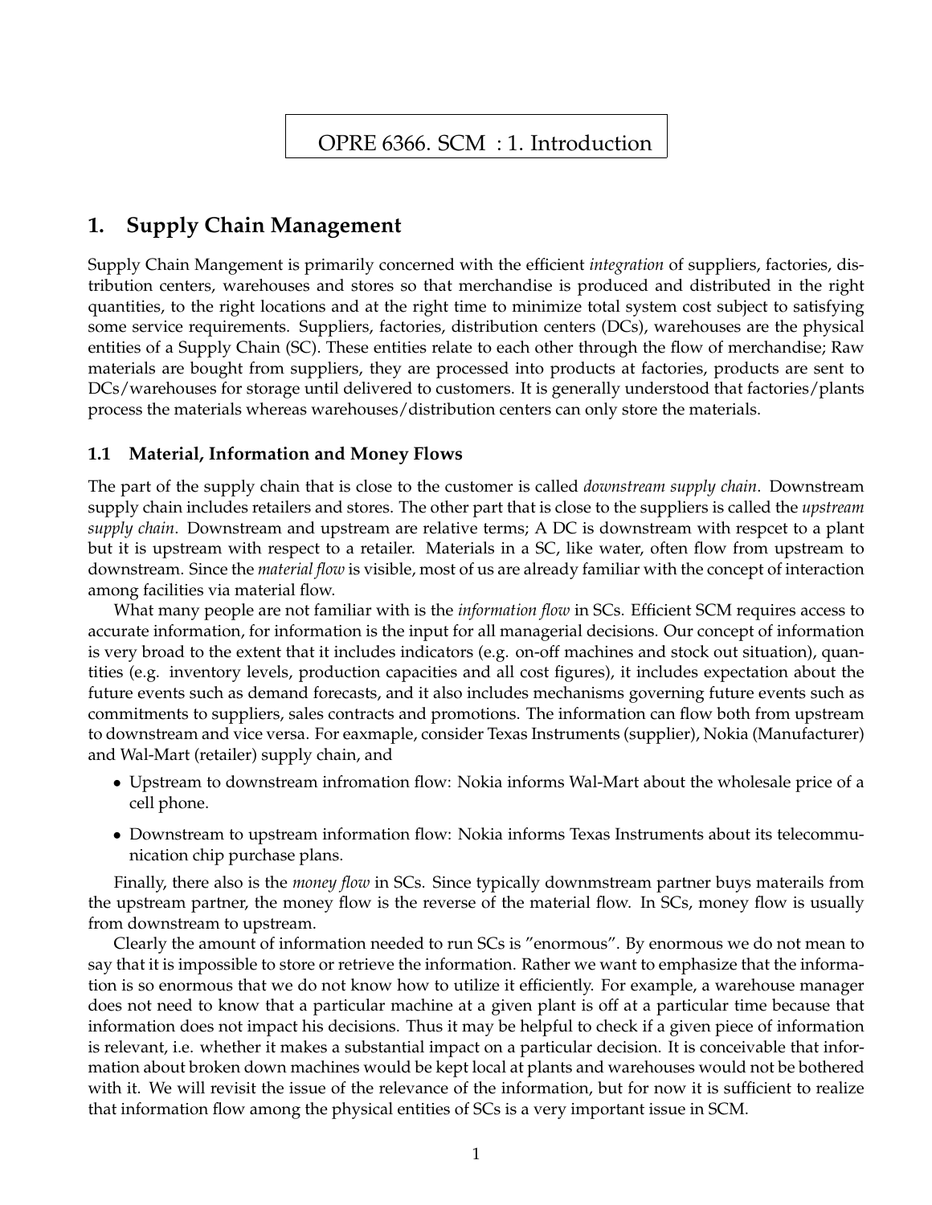# OPRE 6366. SCM : 1. Introduction

## 1. Supply Chain Management

Supply Chain Mangement is primarily concerned with the efficient *integration* of suppliers, factories, distribution centers, warehouses and stores so that merchandise is produced and distributed in the right quantities, to the right locations and at the right time to minimize total system cost subject to satisfying some service requirements. Suppliers, factories, distribution centers (DCs), warehouses are the physical entities of a Supply Chain (SC). These entities relate to each other through the flow of merchandise; Raw materials are bought from suppliers, they are processed into products at factories, products are sent to DCs/warehouses for storage until delivered to customers. It is generally understood that factories/plants process the materials whereas warehouses/distribution centers can only store the materials.

### 1.1 Material, Information and Money Flows

The part of the supply chain that is close to the customer is called *downstream supply chain*. Downstream supply chain includes retailers and stores. The other part that is close to the suppliers is called the *upstream supply chain*. Downstream and upstream are relative terms; A DC is downstream with respcet to a plant but it is upstream with respect to a retailer. Materials in a SC, like water, often flow from upstream to downstream. Since the *material flow* is visible, most of us are already familiar with the concept of interaction among facilities via material flow.

What many people are not familiar with is the *information flow* in SCs. Efficient SCM requires access to accurate information, for information is the input for all managerial decisions. Our concept of information is very broad to the extent that it includes indicators (e.g. on-off machines and stock out situation), quantities (e.g. inventory levels, production capacities and all cost figures), it includes expectation about the future events such as demand forecasts, and it also includes mechanisms governing future events such as commitments to suppliers, sales contracts and promotions. The information can flow both from upstream to downstream and vice versa. For eaxmaple, consider Texas Instruments (supplier), Nokia (Manufacturer) and Wal-Mart (retailer) supply chain, and

- Upstream to downstream infromation flow: Nokia informs Wal-Mart about the wholesale price of a cell phone.
- Downstream to upstream information flow: Nokia informs Texas Instruments about its telecommunication chip purchase plans.

Finally, there also is the *money flow* in SCs. Since typically downmstream partner buys materails from the upstream partner, the money flow is the reverse of the material flow. In SCs, money flow is usually from downstream to upstream.

Clearly the amount of information needed to run SCs is "enormous". By enormous we do not mean to say that it is impossible to store or retrieve the information. Rather we want to emphasize that the information is so enormous that we do not know how to utilize it efficiently. For example, a warehouse manager does not need to know that a particular machine at a given plant is off at a particular time because that information does not impact his decisions. Thus it may be helpful to check if a given piece of information is relevant, i.e. whether it makes a substantial impact on a particular decision. It is conceivable that information about broken down machines would be kept local at plants and warehouses would not be bothered with it. We will revisit the issue of the relevance of the information, but for now it is sufficient to realize that information flow among the physical entities of SCs is a very important issue in SCM.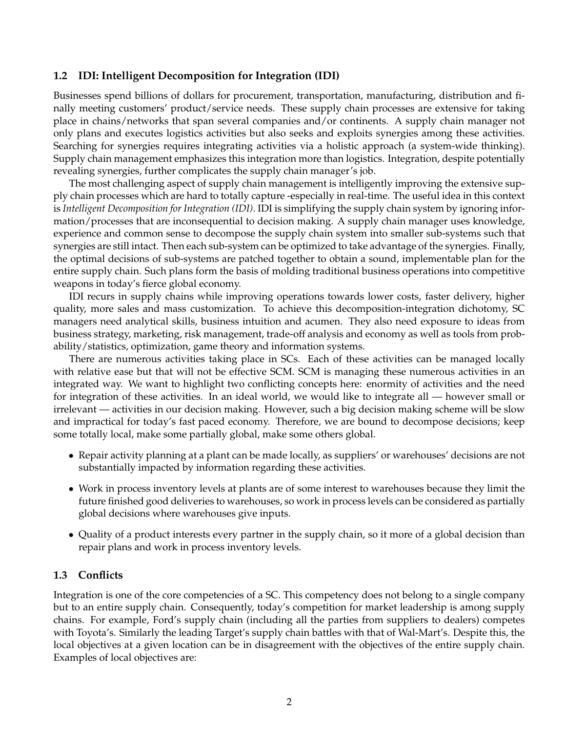### 1.2 IDI: Intelligent Decomposition for Integration (IDI)

Businesses spend billions of dollars for procurement, transportation, manufacturing, distribution and finally meeting customers' product/service needs. These supply chain processes are extensive for taking place in chains/networks that span several companies and/or continents. A supply chain manager not only plans and executes logistics activities but also seeks and exploits synergies among these activities. Searching for synergies requires integrating activities via a holistic approach (a system-wide thinking). Supply chain management emphasizes this integration more than logistics. Integration, despite potentially revealing synergies, further complicates the supply chain manager's job.

The most challenging aspect of supply chain management is intelligently improving the extensive supply chain processes which are hard to totally capture -especially in real-time. The useful idea in this context is *Intelligent Decomposition for Integration (IDI)*. IDI is simplifying the supply chain system by ignoring information/processes that are inconsequential to decision making. A supply chain manager uses knowledge, experience and common sense to decompose the supply chain system into smaller sub-systems such that synergies are still intact. Then each sub-system can be optimized to take advantage of the synergies. Finally, the optimal decisions of sub-systems are patched together to obtain a sound, implementable plan for the entire supply chain. Such plans form the basis of molding traditional business operations into competitive weapons in today's fierce global economy.

IDI recurs in supply chains while improving operations towards lower costs, faster delivery, higher quality, more sales and mass customization. To achieve this decomposition-integration dichotomy, SC managers need analytical skills, business intuition and acumen. They also need exposure to ideas from business strategy, marketing, risk management, trade-off analysis and economy as well as tools from probability/statistics, optimization, game theory and information systems.

There are numerous activities taking place in SCs. Each of these activities can be managed locally with relative ease but that will not be effective SCM. SCM is managing these numerous activities in an integrated way. We want to highlight two conflicting concepts here: enormity of activities and the need for integration of these activities. In an ideal world, we would like to integrate all — however small or irrelevant — activities in our decision making. However, such a big decision making scheme will be slow and impractical for today's fast paced economy. Therefore, we are bound to decompose decisions; keep some totally local, make some partially global, make some others global.

- Repair activity planning at a plant can be made locally, as suppliers' or warehouses' decisions are not substantially impacted by information regarding these activities.
- Work in process inventory levels at plants are of some interest to warehouses because they limit the future finished good deliveries to warehouses, so work in process levels can be considered as partially global decisions where warehouses give inputs.
- Quality of a product interests every partner in the supply chain, so it more of a global decision than repair plans and work in process inventory levels.

### 1.3 Conflicts

Integration is one of the core competencies of a SC. This competency does not belong to a single company but to an entire supply chain. Consequently, today's competition for market leadership is among supply chains. For example, Ford's supply chain (including all the parties from suppliers to dealers) competes with Toyota's. Similarly the leading Target's supply chain battles with that of Wal-Mart's. Despite this, the local objectives at a given location can be in disagreement with the objectives of the entire supply chain. Examples of local objectives are: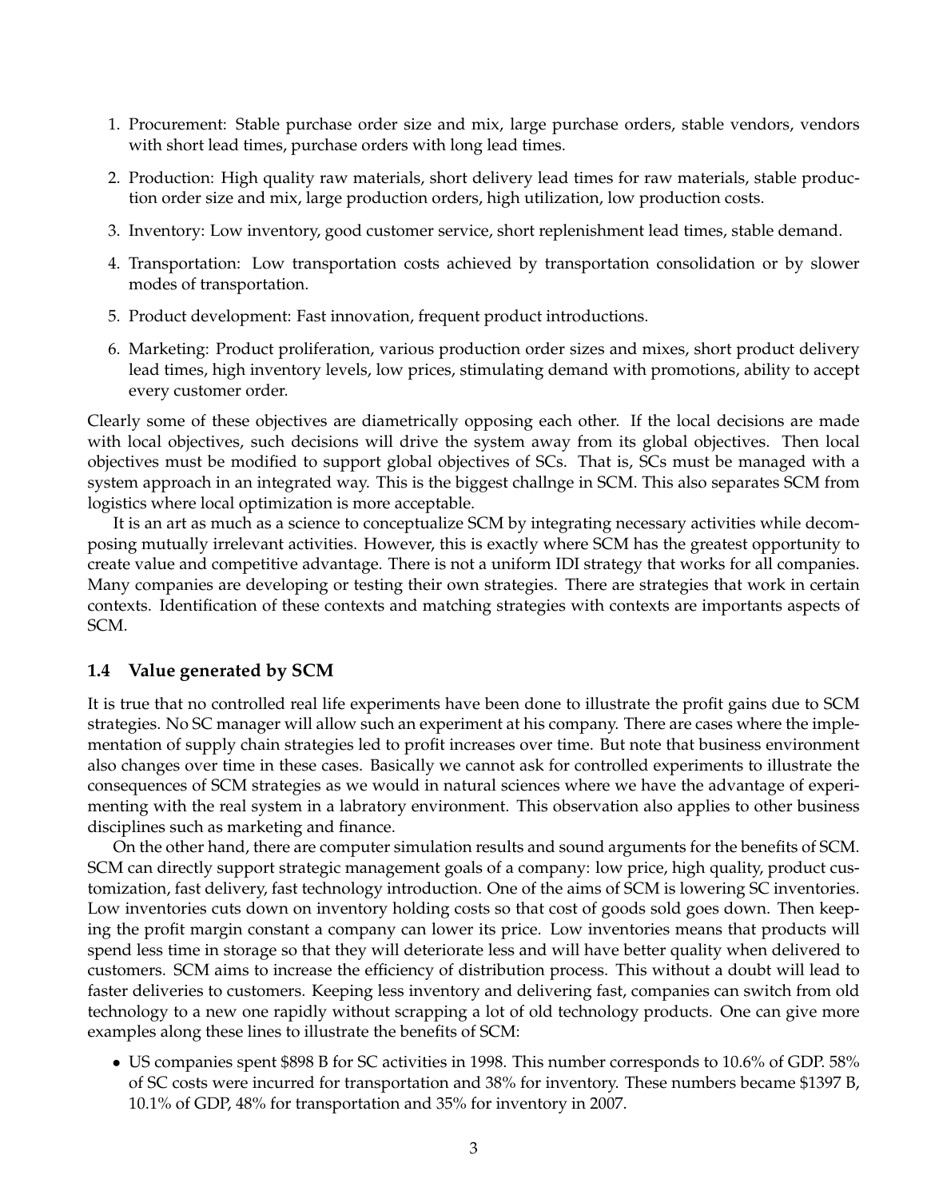1. Procurement: Stable purchase order size and mix, large purchase orders, stable vendors, vendors with short lead times, purchase orders with long lead times.
2. Production: High quality raw materials, short delivery lead times for raw materials, stable production order size and mix, large production orders, high utilization, low production costs.
3. Inventory: Low inventory, good customer service, short replenishment lead times, stable demand.
4. Transportation: Low transportation costs achieved by transportation consolidation or by slower modes of transportation.
5. Product development: Fast innovation, frequent product introductions.
6. Marketing: Product proliferation, various production order sizes and mixes, short product delivery lead times, high inventory levels, low prices, stimulating demand with promotions, ability to accept every customer order.

Clearly some of these objectives are diametrically opposing each other. If the local decisions are made with local objectives, such decisions will drive the system away from its global objectives. Then local objectives must be modified to support global objectives of SCs. That is, SCs must be managed with a system approach in an integrated way. This is the biggest challnge in SCM. This also separates SCM from logistics where local optimization is more acceptable.

It is an art as much as a science to conceptualize SCM by integrating necessary activities while decomposing mutually irrelevant activities. However, this is exactly where SCM has the greatest opportunity to create value and competitive advantage. There is not a uniform IDI strategy that works for all companies. Many companies are developing or testing their own strategies. There are strategies that work in certain contexts. Identification of these contexts and matching strategies with contexts are importants aspects of SCM.

### 1.4 Value generated by SCM

It is true that no controlled real life experiments have been done to illustrate the profit gains due to SCM strategies. No SC manager will allow such an experiment at his company. There are cases where the implementation of supply chain strategies led to profit increases over time. But note that business environment also changes over time in these cases. Basically we cannot ask for controlled experiments to illustrate the consequences of SCM strategies as we would in natural sciences where we have the advantage of experimenting with the real system in a labratory environment. This observation also applies to other business disciplines such as marketing and finance.

On the other hand, there are computer simulation results and sound arguments for the benefits of SCM. SCM can directly support strategic management goals of a company: low price, high quality, product customization, fast delivery, fast technology introduction. One of the aims of SCM is lowering SC inventories. Low inventories cuts down on inventory holding costs so that cost of goods sold goes down. Then keeping the profit margin constant a company can lower its price. Low inventories means that products will spend less time in storage so that they will deteriorate less and will have better quality when delivered to customers. SCM aims to increase the efficiency of distribution process. This without a doubt will lead to faster deliveries to customers. Keeping less inventory and delivering fast, companies can switch from old technology to a new one rapidly without scrapping a lot of old technology products. One can give more examples along these lines to illustrate the benefits of SCM:

- US companies spent $898 B for SC activities in 1998. This number corresponds to 10.6% of GDP. 58% of SC costs were incurred for transportation and 38% for inventory. These numbers became $1397 B, 10.1% of GDP, 48% for transportation and 35% for inventory in 2007.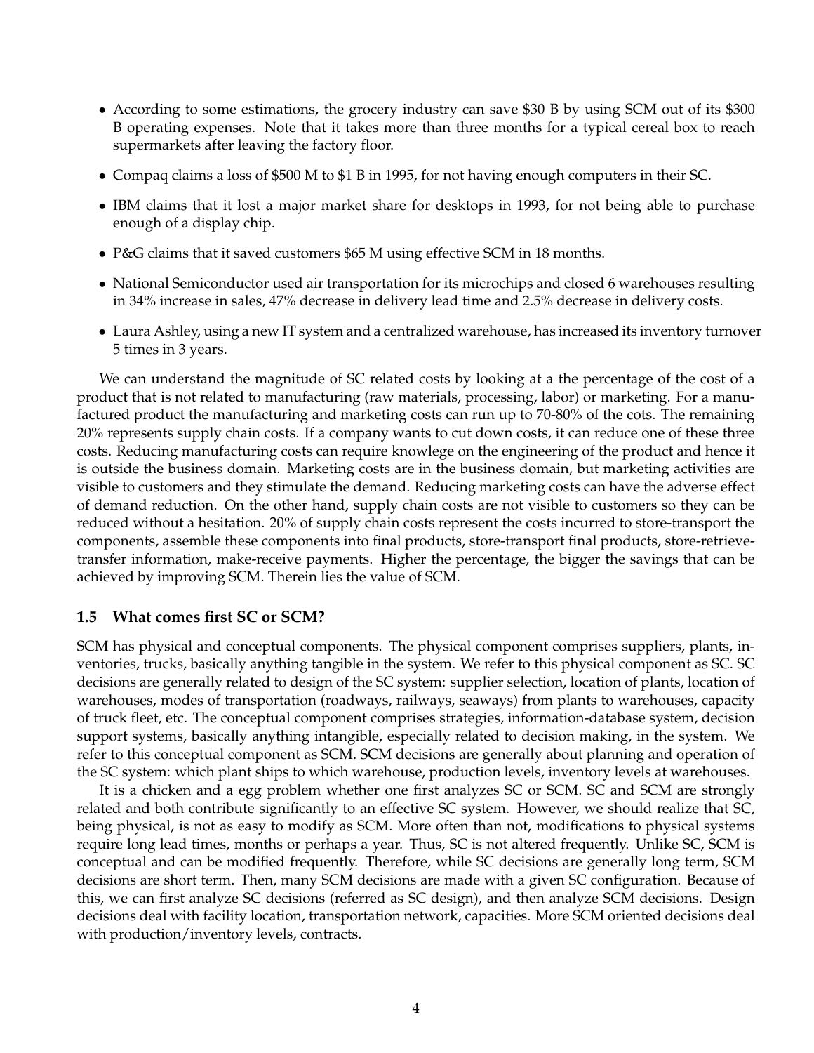- According to some estimations, the grocery industry can save $30 B by using SCM out of its $300 B operating expenses. Note that it takes more than three months for a typical cereal box to reach supermarkets after leaving the factory floor.
- Compaq claims a loss of $500 M to $1 B in 1995, for not having enough computers in their SC.
- IBM claims that it lost a major market share for desktops in 1993, for not being able to purchase enough of a display chip.
- P&G claims that it saved customers $65 M using effective SCM in 18 months.
- National Semiconductor used air transportation for its microchips and closed 6 warehouses resulting in 34% increase in sales, 47% decrease in delivery lead time and 2.5% decrease in delivery costs.
- Laura Ashley, using a new IT system and a centralized warehouse, has increased its inventory turnover 5 times in 3 years.

We can understand the magnitude of SC related costs by looking at a the percentage of the cost of a product that is not related to manufacturing (raw materials, processing, labor) or marketing. For a manufactured product the manufacturing and marketing costs can run up to 70-80% of the cots. The remaining 20% represents supply chain costs. If a company wants to cut down costs, it can reduce one of these three costs. Reducing manufacturing costs can require knowlege on the engineering of the product and hence it is outside the business domain. Marketing costs are in the business domain, but marketing activities are visible to customers and they stimulate the demand. Reducing marketing costs can have the adverse effect of demand reduction. On the other hand, supply chain costs are not visible to customers so they can be reduced without a hesitation. 20% of supply chain costs represent the costs incurred to store-transport the components, assemble these components into final products, store-transport final products, store-retrieve-transfer information, make-receive payments. Higher the percentage, the bigger the savings that can be achieved by improving SCM. Therein lies the value of SCM.

### 1.5 What comes first SC or SCM?

SCM has physical and conceptual components. The physical component comprises suppliers, plants, inventories, trucks, basically anything tangible in the system. We refer to this physical component as SC. SC decisions are generally related to design of the SC system: supplier selection, location of plants, location of warehouses, modes of transportation (roadways, railways, seaways) from plants to warehouses, capacity of truck fleet, etc. The conceptual component comprises strategies, information-database system, decision support systems, basically anything intangible, especially related to decision making, in the system. We refer to this conceptual component as SCM. SCM decisions are generally about planning and operation of the SC system: which plant ships to which warehouse, production levels, inventory levels at warehouses.

It is a chicken and a egg problem whether one first analyzes SC or SCM. SC and SCM are strongly related and both contribute significantly to an effective SC system. However, we should realize that SC, being physical, is not as easy to modify as SCM. More often than not, modifications to physical systems require long lead times, months or perhaps a year. Thus, SC is not altered frequently. Unlike SC, SCM is conceptual and can be modified frequently. Therefore, while SC decisions are generally long term, SCM decisions are short term. Then, many SCM decisions are made with a given SC configuration. Because of this, we can first analyze SC decisions (referred as SC design), and then analyze SCM decisions. Design decisions deal with facility location, transportation network, capacities. More SCM oriented decisions deal with production/inventory levels, contracts.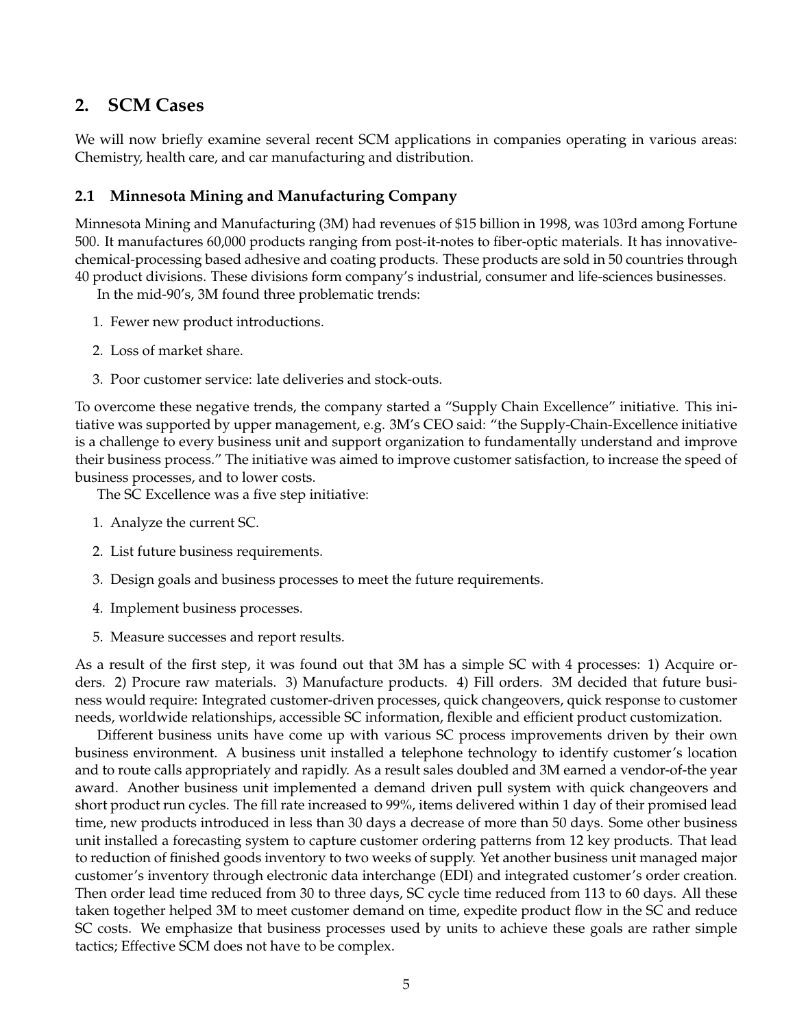## 2. SCM Cases

We will now briefly examine several recent SCM applications in companies operating in various areas: Chemistry, health care, and car manufacturing and distribution.

### 2.1 Minnesota Mining and Manufacturing Company

Minnesota Mining and Manufacturing (3M) had revenues of $15 billion in 1998, was 103rd among Fortune 500. It manufactures 60,000 products ranging from post-it-notes to fiber-optic materials. It has innovative-chemical-processing based adhesive and coating products. These products are sold in 50 countries through 40 product divisions. These divisions form company's industrial, consumer and life-sciences businesses.

In the mid-90's, 3M found three problematic trends:

1. Fewer new product introductions.
2. Loss of market share.
3. Poor customer service: late deliveries and stock-outs.

To overcome these negative trends, the company started a "Supply Chain Excellence" initiative. This initiative was supported by upper management, e.g. 3M's CEO said: "the Supply-Chain-Excellence initiative is a challenge to every business unit and support organization to fundamentally understand and improve their business process." The initiative was aimed to improve customer satisfaction, to increase the speed of business processes, and to lower costs.

The SC Excellence was a five step initiative:

1. Analyze the current SC.
2. List future business requirements.
3. Design goals and business processes to meet the future requirements.
4. Implement business processes.
5. Measure successes and report results.

As a result of the first step, it was found out that 3M has a simple SC with 4 processes: 1) Acquire orders. 2) Procure raw materials. 3) Manufacture products. 4) Fill orders. 3M decided that future business would require: Integrated customer-driven processes, quick changeovers, quick response to customer needs, worldwide relationships, accessible SC information, flexible and efficient product customization.

Different business units have come up with various SC process improvements driven by their own business environment. A business unit installed a telephone technology to identify customer's location and to route calls appropriately and rapidly. As a result sales doubled and 3M earned a vendor-of-the year award. Another business unit implemented a demand driven pull system with quick changeovers and short product run cycles. The fill rate increased to 99%, items delivered within 1 day of their promised lead time, new products introduced in less than 30 days a decrease of more than 50 days. Some other business unit installed a forecasting system to capture customer ordering patterns from 12 key products. That lead to reduction of finished goods inventory to two weeks of supply. Yet another business unit managed major customer's inventory through electronic data interchange (EDI) and integrated customer's order creation. Then order lead time reduced from 30 to three days, SC cycle time reduced from 113 to 60 days. All these taken together helped 3M to meet customer demand on time, expedite product flow in the SC and reduce SC costs. We emphasize that business processes used by units to achieve these goals are rather simple tactics; Effective SCM does not have to be complex.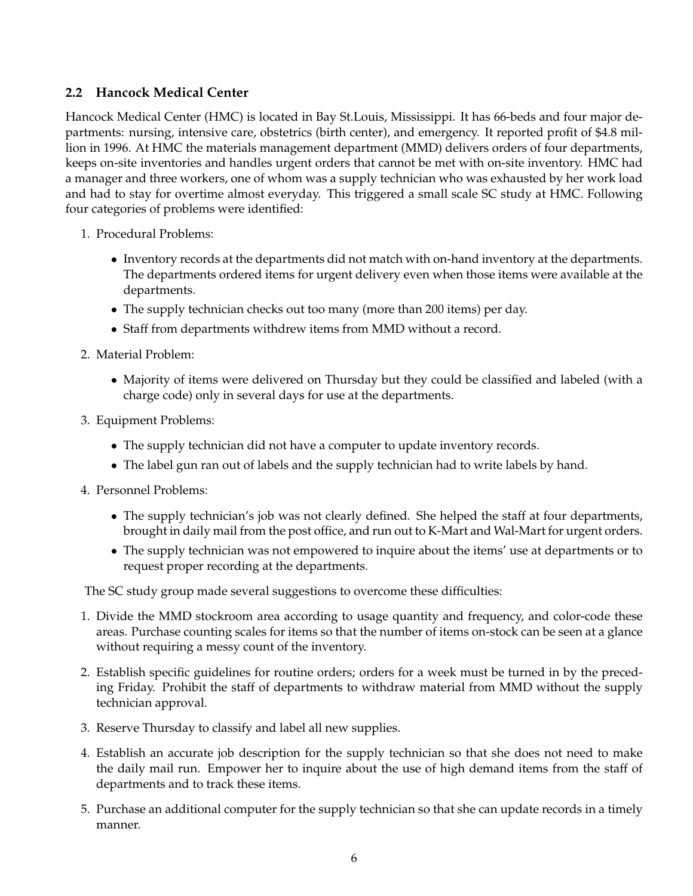### 2.2 Hancock Medical Center

Hancock Medical Center (HMC) is located in Bay St.Louis, Mississippi. It has 66-beds and four major departments: nursing, intensive care, obstetrics (birth center), and emergency. It reported profit of $4.8 million in 1996. At HMC the materials management department (MMD) delivers orders of four departments, keeps on-site inventories and handles urgent orders that cannot be met with on-site inventory. HMC had a manager and three workers, one of whom was a supply technician who was exhausted by her work load and had to stay for overtime almost everyday. This triggered a small scale SC study at HMC. Following four categories of problems were identified:

1. Procedural Problems:
   - Inventory records at the departments did not match with on-hand inventory at the departments. The departments ordered items for urgent delivery even when those items were available at the departments.
   - The supply technician checks out too many (more than 200 items) per day.
   - Staff from departments withdrew items from MMD without a record.
2. Material Problem:
   - Majority of items were delivered on Thursday but they could be classified and labeled (with a charge code) only in several days for use at the departments.
3. Equipment Problems:
   - The supply technician did not have a computer to update inventory records.
   - The label gun ran out of labels and the supply technician had to write labels by hand.
4. Personnel Problems:
   - The supply technician's job was not clearly defined. She helped the staff at four departments, brought in daily mail from the post office, and run out to K-Mart and Wal-Mart for urgent orders.
   - The supply technician was not empowered to inquire about the items' use at departments or to request proper recording at the departments.

The SC study group made several suggestions to overcome these difficulties:

1. Divide the MMD stockroom area according to usage quantity and frequency, and color-code these areas. Purchase counting scales for items so that the number of items on-stock can be seen at a glance without requiring a messy count of the inventory.
2. Establish specific guidelines for routine orders; orders for a week must be turned in by the preceding Friday. Prohibit the staff of departments to withdraw material from MMD without the supply technician approval.
3. Reserve Thursday to classify and label all new supplies.
4. Establish an accurate job description for the supply technician so that she does not need to make the daily mail run. Empower her to inquire about the use of high demand items from the staff of departments and to track these items.
5. Purchase an additional computer for the supply technician so that she can update records in a timely manner.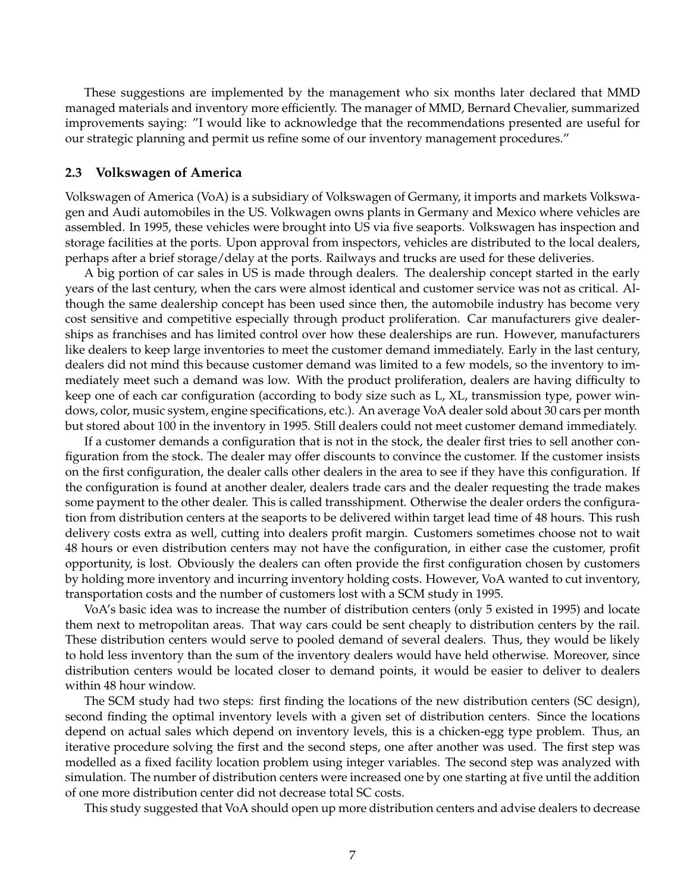These suggestions are implemented by the management who six months later declared that MMD managed materials and inventory more efficiently. The manager of MMD, Bernard Chevalier, summarized improvements saying: "I would like to acknowledge that the recommendations presented are useful for our strategic planning and permit us refine some of our inventory management procedures."

### 2.3 Volkswagen of America

Volkswagen of America (VoA) is a subsidiary of Volkswagen of Germany, it imports and markets Volkswagen and Audi automobiles in the US. Volkwagen owns plants in Germany and Mexico where vehicles are assembled. In 1995, these vehicles were brought into US via five seaports. Volkswagen has inspection and storage facilities at the ports. Upon approval from inspectors, vehicles are distributed to the local dealers, perhaps after a brief storage/delay at the ports. Railways and trucks are used for these deliveries.

A big portion of car sales in US is made through dealers. The dealership concept started in the early years of the last century, when the cars were almost identical and customer service was not as critical. Although the same dealership concept has been used since then, the automobile industry has become very cost sensitive and competitive especially through product proliferation. Car manufacturers give dealerships as franchises and has limited control over how these dealerships are run. However, manufacturers like dealers to keep large inventories to meet the customer demand immediately. Early in the last century, dealers did not mind this because customer demand was limited to a few models, so the inventory to immediately meet such a demand was low. With the product proliferation, dealers are having difficulty to keep one of each car configuration (according to body size such as L, XL, transmission type, power windows, color, music system, engine specifications, etc.). An average VoA dealer sold about 30 cars per month but stored about 100 in the inventory in 1995. Still dealers could not meet customer demand immediately.

If a customer demands a configuration that is not in the stock, the dealer first tries to sell another configuration from the stock. The dealer may offer discounts to convince the customer. If the customer insists on the first configuration, the dealer calls other dealers in the area to see if they have this configuration. If the configuration is found at another dealer, dealers trade cars and the dealer requesting the trade makes some payment to the other dealer. This is called transshipment. Otherwise the dealer orders the configuration from distribution centers at the seaports to be delivered within target lead time of 48 hours. This rush delivery costs extra as well, cutting into dealers profit margin. Customers sometimes choose not to wait 48 hours or even distribution centers may not have the configuration, in either case the customer, profit opportunity, is lost. Obviously the dealers can often provide the first configuration chosen by customers by holding more inventory and incurring inventory holding costs. However, VoA wanted to cut inventory, transportation costs and the number of customers lost with a SCM study in 1995.

VoA's basic idea was to increase the number of distribution centers (only 5 existed in 1995) and locate them next to metropolitan areas. That way cars could be sent cheaply to distribution centers by the rail. These distribution centers would serve to pooled demand of several dealers. Thus, they would be likely to hold less inventory than the sum of the inventory dealers would have held otherwise. Moreover, since distribution centers would be located closer to demand points, it would be easier to deliver to dealers within 48 hour window.

The SCM study had two steps: first finding the locations of the new distribution centers (SC design), second finding the optimal inventory levels with a given set of distribution centers. Since the locations depend on actual sales which depend on inventory levels, this is a chicken-egg type problem. Thus, an iterative procedure solving the first and the second steps, one after another was used. The first step was modelled as a fixed facility location problem using integer variables. The second step was analyzed with simulation. The number of distribution centers were increased one by one starting at five until the addition of one more distribution center did not decrease total SC costs.

This study suggested that VoA should open up more distribution centers and advise dealers to decrease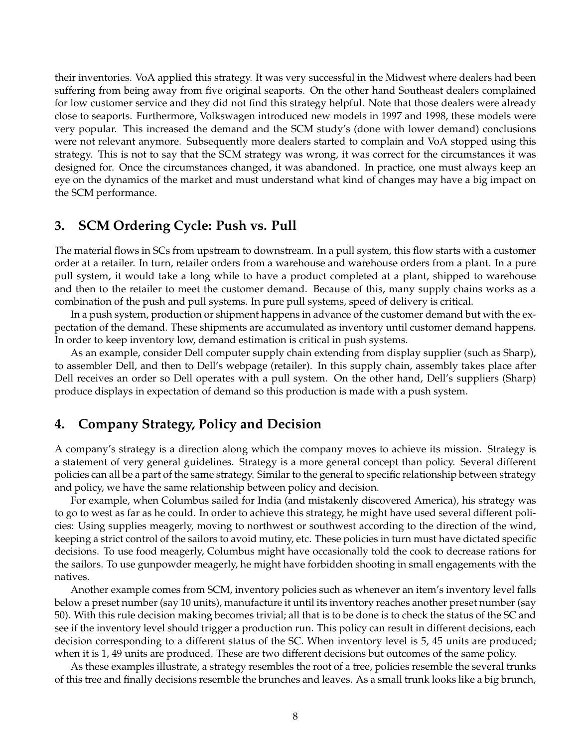their inventories. VoA applied this strategy. It was very successful in the Midwest where dealers had been suffering from being away from five original seaports. On the other hand Southeast dealers complained for low customer service and they did not find this strategy helpful. Note that those dealers were already close to seaports. Furthermore, Volkswagen introduced new models in 1997 and 1998, these models were very popular. This increased the demand and the SCM study's (done with lower demand) conclusions were not relevant anymore. Subsequently more dealers started to complain and VoA stopped using this strategy. This is not to say that the SCM strategy was wrong, it was correct for the circumstances it was designed for. Once the circumstances changed, it was abandoned. In practice, one must always keep an eye on the dynamics of the market and must understand what kind of changes may have a big impact on the SCM performance.

## 3. SCM Ordering Cycle: Push vs. Pull

The material flows in SCs from upstream to downstream. In a pull system, this flow starts with a customer order at a retailer. In turn, retailer orders from a warehouse and warehouse orders from a plant. In a pure pull system, it would take a long while to have a product completed at a plant, shipped to warehouse and then to the retailer to meet the customer demand. Because of this, many supply chains works as a combination of the push and pull systems. In pure pull systems, speed of delivery is critical.

In a push system, production or shipment happens in advance of the customer demand but with the expectation of the demand. These shipments are accumulated as inventory until customer demand happens. In order to keep inventory low, demand estimation is critical in push systems.

As an example, consider Dell computer supply chain extending from display supplier (such as Sharp), to assembler Dell, and then to Dell's webpage (retailer). In this supply chain, assembly takes place after Dell receives an order so Dell operates with a pull system. On the other hand, Dell's suppliers (Sharp) produce displays in expectation of demand so this production is made with a push system.

## 4. Company Strategy, Policy and Decision

A company's strategy is a direction along which the company moves to achieve its mission. Strategy is a statement of very general guidelines. Strategy is a more general concept than policy. Several different policies can all be a part of the same strategy. Similar to the general to specific relationship between strategy and policy, we have the same relationship between policy and decision.

For example, when Columbus sailed for India (and mistakenly discovered America), his strategy was to go to west as far as he could. In order to achieve this strategy, he might have used several different policies: Using supplies meagerly, moving to northwest or southwest according to the direction of the wind, keeping a strict control of the sailors to avoid mutiny, etc. These policies in turn must have dictated specific decisions. To use food meagerly, Columbus might have occasionally told the cook to decrease rations for the sailors. To use gunpowder meagerly, he might have forbidden shooting in small engagements with the natives.

Another example comes from SCM, inventory policies such as whenever an item's inventory level falls below a preset number (say 10 units), manufacture it until its inventory reaches another preset number (say 50). With this rule decision making becomes trivial; all that is to be done is to check the status of the SC and see if the inventory level should trigger a production run. This policy can result in different decisions, each decision corresponding to a different status of the SC. When inventory level is 5, 45 units are produced; when it is 1, 49 units are produced. These are two different decisions but outcomes of the same policy.

As these examples illustrate, a strategy resembles the root of a tree, policies resemble the several trunks of this tree and finally decisions resemble the brunches and leaves. As a small trunk looks like a big brunch,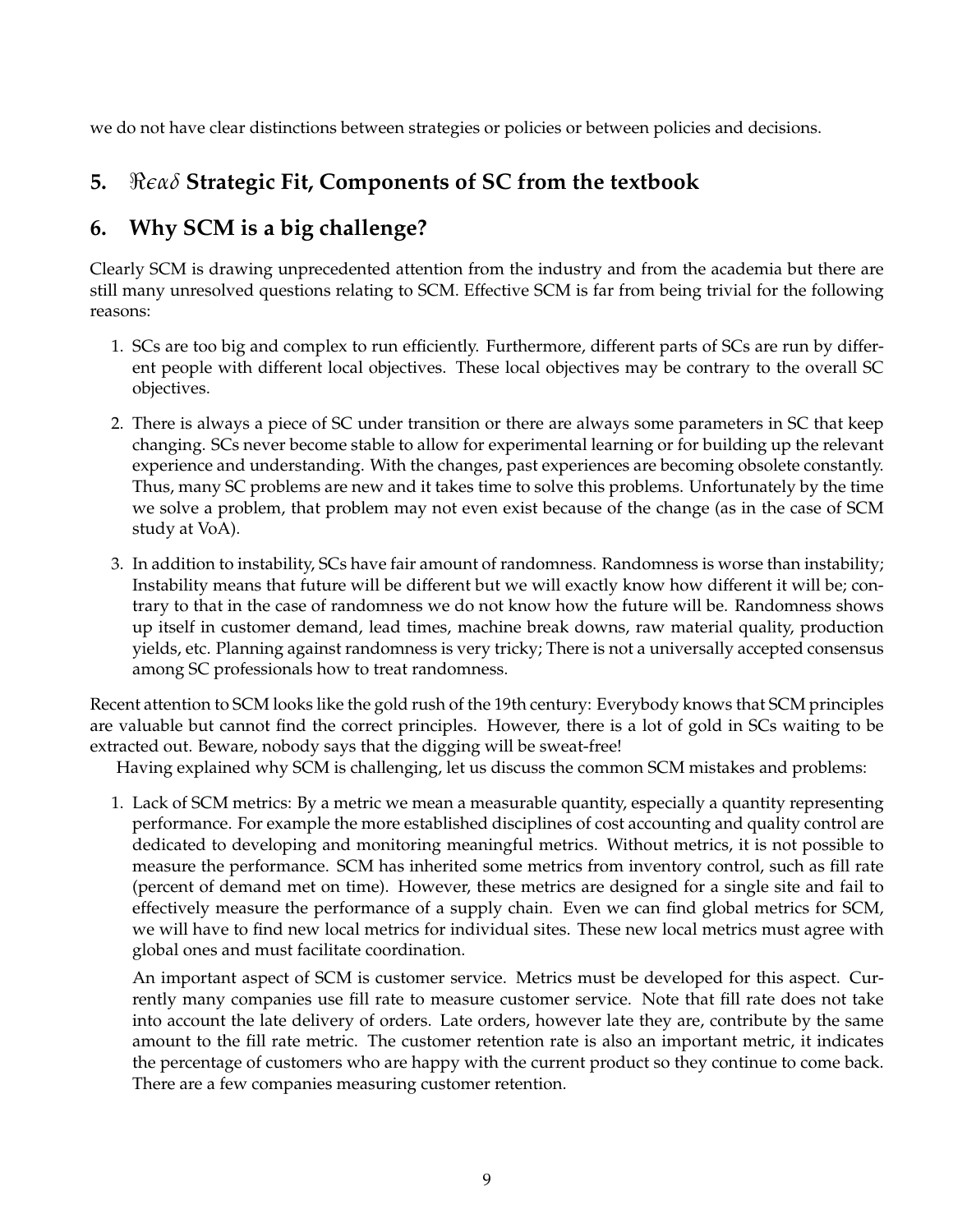we do not have clear distinctions between strategies or policies or between policies and decisions.

## 5. $\Re\epsilon\alpha\delta$ Strategic Fit, Components of SC from the textbook

## 6. Why SCM is a big challenge?

Clearly SCM is drawing unprecedented attention from the industry and from the academia but there are still many unresolved questions relating to SCM. Effective SCM is far from being trivial for the following reasons:

1. SCs are too big and complex to run efficiently. Furthermore, different parts of SCs are run by different people with different local objectives. These local objectives may be contrary to the overall SC objectives.

2. There is always a piece of SC under transition or there are always some parameters in SC that keep changing. SCs never become stable to allow for experimental learning or for building up the relevant experience and understanding. With the changes, past experiences are becoming obsolete constantly. Thus, many SC problems are new and it takes time to solve this problems. Unfortunately by the time we solve a problem, that problem may not even exist because of the change (as in the case of SCM study at VoA).

3. In addition to instability, SCs have fair amount of randomness. Randomness is worse than instability; Instability means that future will be different but we will exactly know how different it will be; contrary to that in the case of randomness we do not know how the future will be. Randomness shows up itself in customer demand, lead times, machine break downs, raw material quality, production yields, etc. Planning against randomness is very tricky; There is not a universally accepted consensus among SC professionals how to treat randomness.

Recent attention to SCM looks like the gold rush of the 19th century: Everybody knows that SCM principles are valuable but cannot find the correct principles. However, there is a lot of gold in SCs waiting to be extracted out. Beware, nobody says that the digging will be sweat-free!

Having explained why SCM is challenging, let us discuss the common SCM mistakes and problems:

1. Lack of SCM metrics: By a metric we mean a measurable quantity, especially a quantity representing performance. For example the more established disciplines of cost accounting and quality control are dedicated to developing and monitoring meaningful metrics. Without metrics, it is not possible to measure the performance. SCM has inherited some metrics from inventory control, such as fill rate (percent of demand met on time). However, these metrics are designed for a single site and fail to effectively measure the performance of a supply chain. Even we can find global metrics for SCM, we will have to find new local metrics for individual sites. These new local metrics must agree with global ones and must facilitate coordination.

   An important aspect of SCM is customer service. Metrics must be developed for this aspect. Currently many companies use fill rate to measure customer service. Note that fill rate does not take into account the late delivery of orders. Late orders, however late they are, contribute by the same amount to the fill rate metric. The customer retention rate is also an important metric, it indicates the percentage of customers who are happy with the current product so they continue to come back. There are a few companies measuring customer retention.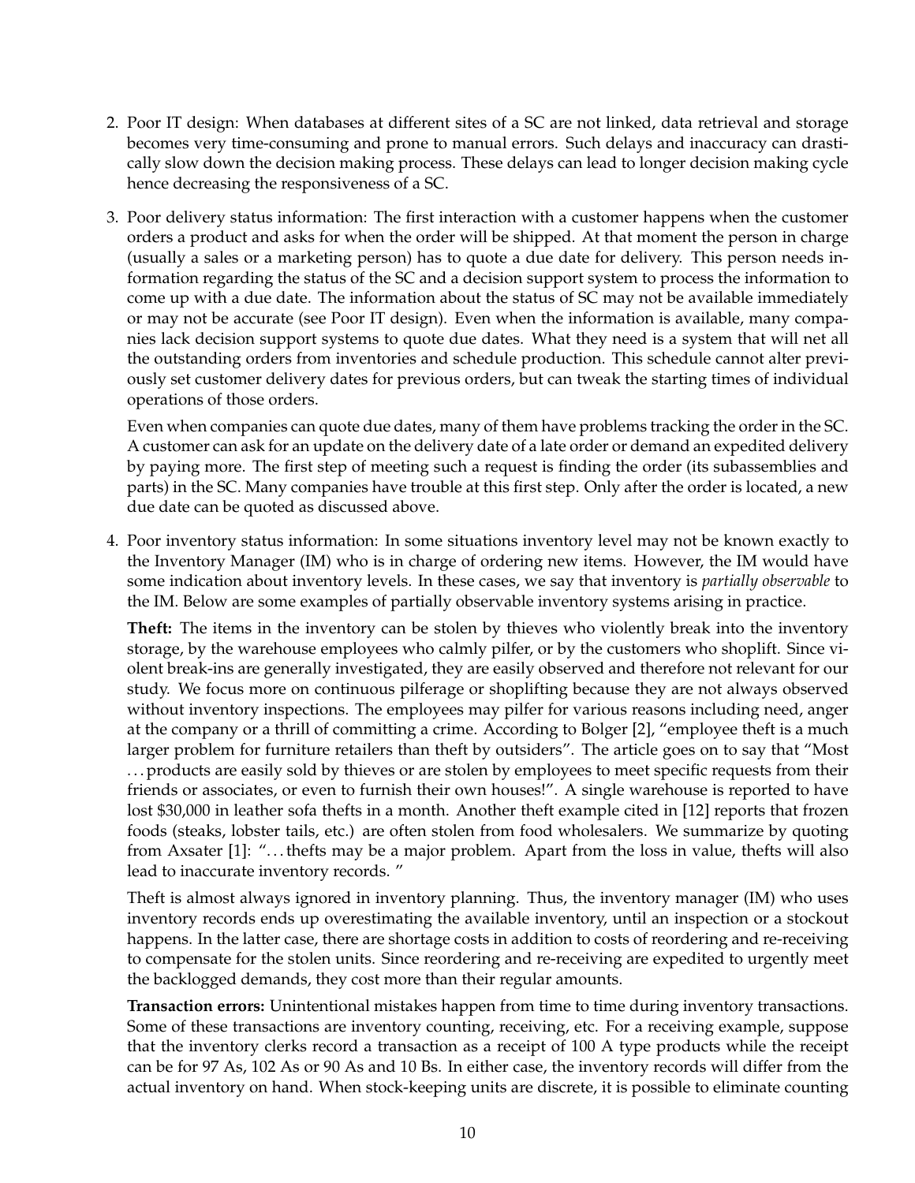2. Poor IT design: When databases at different sites of a SC are not linked, data retrieval and storage becomes very time-consuming and prone to manual errors. Such delays and inaccuracy can drastically slow down the decision making process. These delays can lead to longer decision making cycle hence decreasing the responsiveness of a SC.

3. Poor delivery status information: The first interaction with a customer happens when the customer orders a product and asks for when the order will be shipped. At that moment the person in charge (usually a sales or a marketing person) has to quote a due date for delivery. This person needs information regarding the status of the SC and a decision support system to process the information to come up with a due date. The information about the status of SC may not be available immediately or may not be accurate (see Poor IT design). Even when the information is available, many companies lack decision support systems to quote due dates. What they need is a system that will net all the outstanding orders from inventories and schedule production. This schedule cannot alter previously set customer delivery dates for previous orders, but can tweak the starting times of individual operations of those orders.

   Even when companies can quote due dates, many of them have problems tracking the order in the SC. A customer can ask for an update on the delivery date of a late order or demand an expedited delivery by paying more. The first step of meeting such a request is finding the order (its subassemblies and parts) in the SC. Many companies have trouble at this first step. Only after the order is located, a new due date can be quoted as discussed above.

4. Poor inventory status information: In some situations inventory level may not be known exactly to the Inventory Manager (IM) who is in charge of ordering new items. However, the IM would have some indication about inventory levels. In these cases, we say that inventory is *partially observable* to the IM. Below are some examples of partially observable inventory systems arising in practice.

   **Theft:** The items in the inventory can be stolen by thieves who violently break into the inventory storage, by the warehouse employees who calmly pilfer, or by the customers who shoplift. Since violent break-ins are generally investigated, they are easily observed and therefore not relevant for our study. We focus more on continuous pilferage or shoplifting because they are not always observed without inventory inspections. The employees may pilfer for various reasons including need, anger at the company or a thrill of committing a crime. According to Bolger [2], "employee theft is a much larger problem for furniture retailers than theft by outsiders". The article goes on to say that "Most …products are easily sold by thieves or are stolen by employees to meet specific requests from their friends or associates, or even to furnish their own houses!". A single warehouse is reported to have lost $30,000 in leather sofa thefts in a month. Another theft example cited in [12] reports that frozen foods (steaks, lobster tails, etc.) are often stolen from food wholesalers. We summarize by quoting from Axsater [1]: "…thefts may be a major problem. Apart from the loss in value, thefts will also lead to inaccurate inventory records. "

   Theft is almost always ignored in inventory planning. Thus, the inventory manager (IM) who uses inventory records ends up overestimating the available inventory, until an inspection or a stockout happens. In the latter case, there are shortage costs in addition to costs of reordering and re-receiving to compensate for the stolen units. Since reordering and re-receiving are expedited to urgently meet the backlogged demands, they cost more than their regular amounts.

   **Transaction errors:** Unintentional mistakes happen from time to time during inventory transactions. Some of these transactions are inventory counting, receiving, etc. For a receiving example, suppose that the inventory clerks record a transaction as a receipt of 100 A type products while the receipt can be for 97 As, 102 As or 90 As and 10 Bs. In either case, the inventory records will differ from the actual inventory on hand. When stock-keeping units are discrete, it is possible to eliminate counting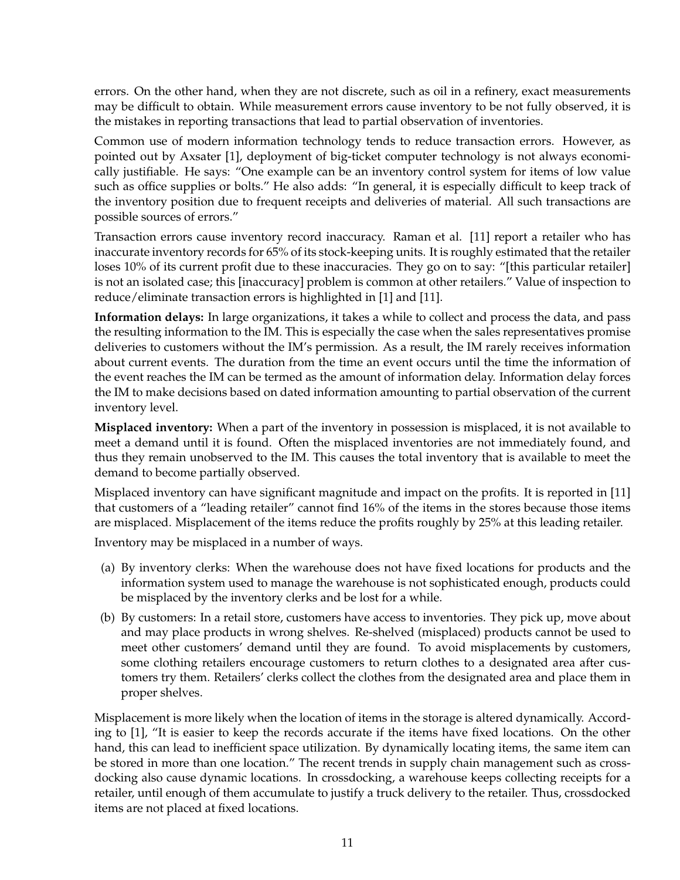errors. On the other hand, when they are not discrete, such as oil in a refinery, exact measurements may be difficult to obtain. While measurement errors cause inventory to be not fully observed, it is the mistakes in reporting transactions that lead to partial observation of inventories.

Common use of modern information technology tends to reduce transaction errors. However, as pointed out by Axsater [1], deployment of big-ticket computer technology is not always economically justifiable. He says: "One example can be an inventory control system for items of low value such as office supplies or bolts." He also adds: "In general, it is especially difficult to keep track of the inventory position due to frequent receipts and deliveries of material. All such transactions are possible sources of errors."

Transaction errors cause inventory record inaccuracy. Raman et al. [11] report a retailer who has inaccurate inventory records for 65% of its stock-keeping units. It is roughly estimated that the retailer loses 10% of its current profit due to these inaccuracies. They go on to say: "[this particular retailer] is not an isolated case; this [inaccuracy] problem is common at other retailers." Value of inspection to reduce/eliminate transaction errors is highlighted in [1] and [11].

**Information delays:** In large organizations, it takes a while to collect and process the data, and pass the resulting information to the IM. This is especially the case when the sales representatives promise deliveries to customers without the IM's permission. As a result, the IM rarely receives information about current events. The duration from the time an event occurs until the time the information of the event reaches the IM can be termed as the amount of information delay. Information delay forces the IM to make decisions based on dated information amounting to partial observation of the current inventory level.

**Misplaced inventory:** When a part of the inventory in possession is misplaced, it is not available to meet a demand until it is found. Often the misplaced inventories are not immediately found, and thus they remain unobserved to the IM. This causes the total inventory that is available to meet the demand to become partially observed.

Misplaced inventory can have significant magnitude and impact on the profits. It is reported in [11] that customers of a "leading retailer" cannot find 16% of the items in the stores because those items are misplaced. Misplacement of the items reduce the profits roughly by 25% at this leading retailer.

Inventory may be misplaced in a number of ways.

(a) By inventory clerks: When the warehouse does not have fixed locations for products and the information system used to manage the warehouse is not sophisticated enough, products could be misplaced by the inventory clerks and be lost for a while.

(b) By customers: In a retail store, customers have access to inventories. They pick up, move about and may place products in wrong shelves. Re-shelved (misplaced) products cannot be used to meet other customers' demand until they are found. To avoid misplacements by customers, some clothing retailers encourage customers to return clothes to a designated area after customers try them. Retailers' clerks collect the clothes from the designated area and place them in proper shelves.

Misplacement is more likely when the location of items in the storage is altered dynamically. According to [1], "It is easier to keep the records accurate if the items have fixed locations. On the other hand, this can lead to inefficient space utilization. By dynamically locating items, the same item can be stored in more than one location." The recent trends in supply chain management such as crossdocking also cause dynamic locations. In crossdocking, a warehouse keeps collecting receipts for a retailer, until enough of them accumulate to justify a truck delivery to the retailer. Thus, crossdocked items are not placed at fixed locations.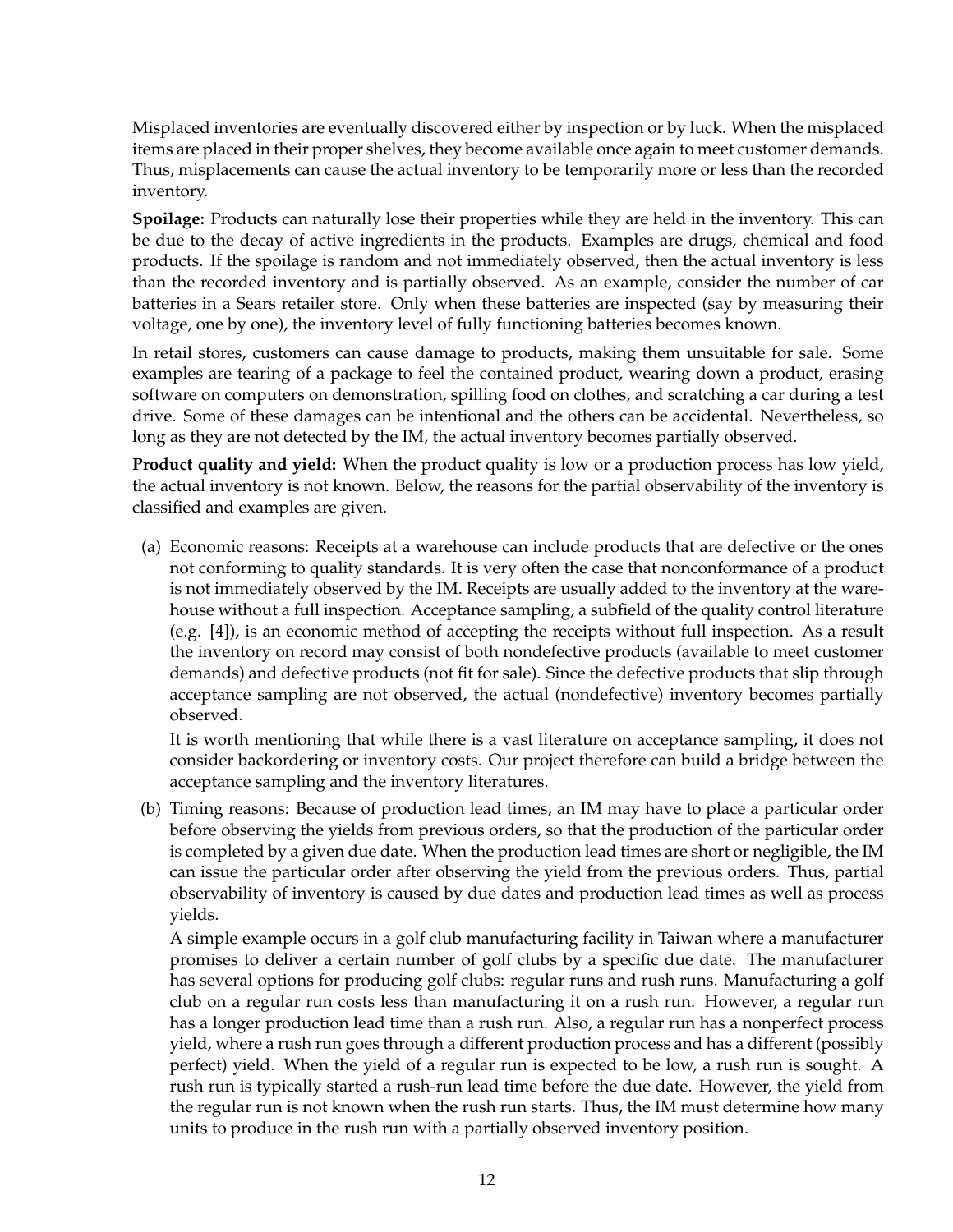Misplaced inventories are eventually discovered either by inspection or by luck. When the misplaced items are placed in their proper shelves, they become available once again to meet customer demands. Thus, misplacements can cause the actual inventory to be temporarily more or less than the recorded inventory.

**Spoilage:** Products can naturally lose their properties while they are held in the inventory. This can be due to the decay of active ingredients in the products. Examples are drugs, chemical and food products. If the spoilage is random and not immediately observed, then the actual inventory is less than the recorded inventory and is partially observed. As an example, consider the number of car batteries in a Sears retailer store. Only when these batteries are inspected (say by measuring their voltage, one by one), the inventory level of fully functioning batteries becomes known.

In retail stores, customers can cause damage to products, making them unsuitable for sale. Some examples are tearing of a package to feel the contained product, wearing down a product, erasing software on computers on demonstration, spilling food on clothes, and scratching a car during a test drive. Some of these damages can be intentional and the others can be accidental. Nevertheless, so long as they are not detected by the IM, the actual inventory becomes partially observed.

**Product quality and yield:** When the product quality is low or a production process has low yield, the actual inventory is not known. Below, the reasons for the partial observability of the inventory is classified and examples are given.

(a) Economic reasons: Receipts at a warehouse can include products that are defective or the ones not conforming to quality standards. It is very often the case that nonconformance of a product is not immediately observed by the IM. Receipts are usually added to the inventory at the warehouse without a full inspection. Acceptance sampling, a subfield of the quality control literature (e.g. [4]), is an economic method of accepting the receipts without full inspection. As a result the inventory on record may consist of both nondefective products (available to meet customer demands) and defective products (not fit for sale). Since the defective products that slip through acceptance sampling are not observed, the actual (nondefective) inventory becomes partially observed.

   It is worth mentioning that while there is a vast literature on acceptance sampling, it does not consider backordering or inventory costs. Our project therefore can build a bridge between the acceptance sampling and the inventory literatures.

(b) Timing reasons: Because of production lead times, an IM may have to place a particular order before observing the yields from previous orders, so that the production of the particular order is completed by a given due date. When the production lead times are short or negligible, the IM can issue the particular order after observing the yield from the previous orders. Thus, partial observability of inventory is caused by due dates and production lead times as well as process yields.

   A simple example occurs in a golf club manufacturing facility in Taiwan where a manufacturer promises to deliver a certain number of golf clubs by a specific due date. The manufacturer has several options for producing golf clubs: regular runs and rush runs. Manufacturing a golf club on a regular run costs less than manufacturing it on a rush run. However, a regular run has a longer production lead time than a rush run. Also, a regular run has a nonperfect process yield, where a rush run goes through a different production process and has a different (possibly perfect) yield. When the yield of a regular run is expected to be low, a rush run is sought. A rush run is typically started a rush-run lead time before the due date. However, the yield from the regular run is not known when the rush run starts. Thus, the IM must determine how many units to produce in the rush run with a partially observed inventory position.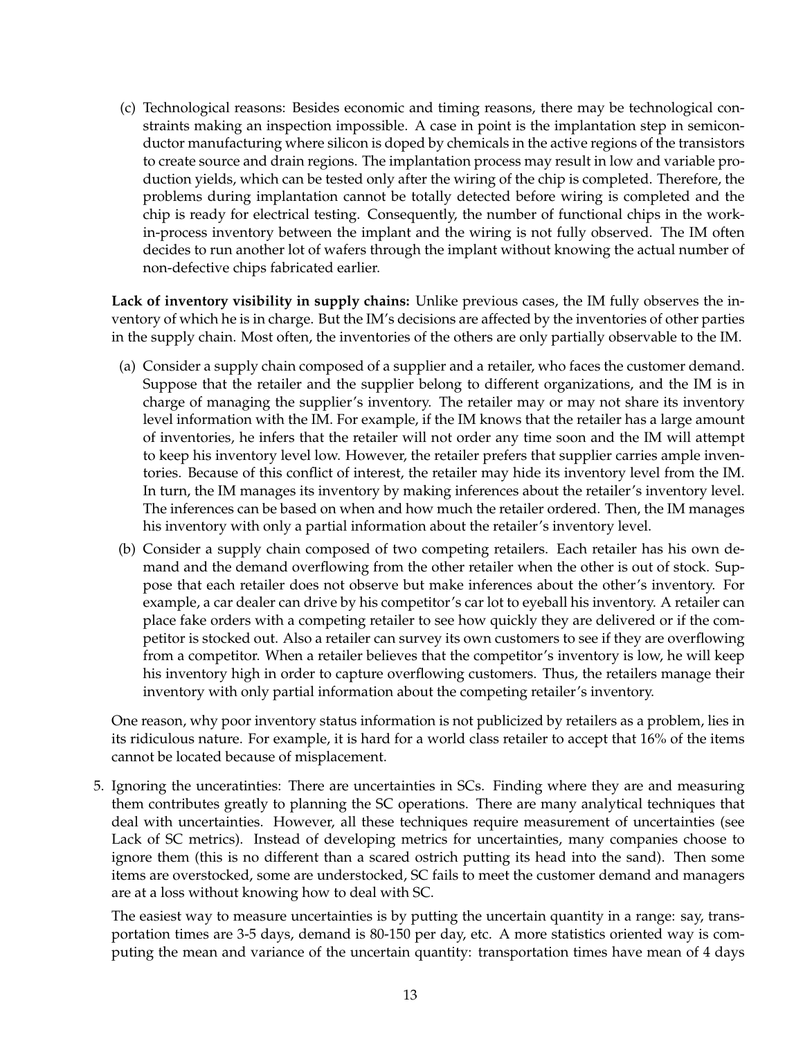(c) Technological reasons: Besides economic and timing reasons, there may be technological constraints making an inspection impossible. A case in point is the implantation step in semiconductor manufacturing where silicon is doped by chemicals in the active regions of the transistors to create source and drain regions. The implantation process may result in low and variable production yields, which can be tested only after the wiring of the chip is completed. Therefore, the problems during implantation cannot be totally detected before wiring is completed and the chip is ready for electrical testing. Consequently, the number of functional chips in the work-in-process inventory between the implant and the wiring is not fully observed. The IM often decides to run another lot of wafers through the implant without knowing the actual number of non-defective chips fabricated earlier.

**Lack of inventory visibility in supply chains:** Unlike previous cases, the IM fully observes the inventory of which he is in charge. But the IM's decisions are affected by the inventories of other parties in the supply chain. Most often, the inventories of the others are only partially observable to the IM.

(a) Consider a supply chain composed of a supplier and a retailer, who faces the customer demand. Suppose that the retailer and the supplier belong to different organizations, and the IM is in charge of managing the supplier's inventory. The retailer may or may not share its inventory level information with the IM. For example, if the IM knows that the retailer has a large amount of inventories, he infers that the retailer will not order any time soon and the IM will attempt to keep his inventory level low. However, the retailer prefers that supplier carries ample inventories. Because of this conflict of interest, the retailer may hide its inventory level from the IM. In turn, the IM manages its inventory by making inferences about the retailer's inventory level. The inferences can be based on when and how much the retailer ordered. Then, the IM manages his inventory with only a partial information about the retailer's inventory level.

(b) Consider a supply chain composed of two competing retailers. Each retailer has his own demand and the demand overflowing from the other retailer when the other is out of stock. Suppose that each retailer does not observe but make inferences about the other's inventory. For example, a car dealer can drive by his competitor's car lot to eyeball his inventory. A retailer can place fake orders with a competing retailer to see how quickly they are delivered or if the competitor is stocked out. Also a retailer can survey its own customers to see if they are overflowing from a competitor. When a retailer believes that the competitor's inventory is low, he will keep his inventory high in order to capture overflowing customers. Thus, the retailers manage their inventory with only partial information about the competing retailer's inventory.

One reason, why poor inventory status information is not publicized by retailers as a problem, lies in its ridiculous nature. For example, it is hard for a world class retailer to accept that 16% of the items cannot be located because of misplacement.

5. Ignoring the unceratinties: There are uncertainties in SCs. Finding where they are and measuring them contributes greatly to planning the SC operations. There are many analytical techniques that deal with uncertainties. However, all these techniques require measurement of uncertainties (see Lack of SC metrics). Instead of developing metrics for uncertainties, many companies choose to ignore them (this is no different than a scared ostrich putting its head into the sand). Then some items are overstocked, some are understocked, SC fails to meet the customer demand and managers are at a loss without knowing how to deal with SC.

   The easiest way to measure uncertainties is by putting the uncertain quantity in a range: say, transportation times are 3-5 days, demand is 80-150 per day, etc. A more statistics oriented way is computing the mean and variance of the uncertain quantity: transportation times have mean of 4 days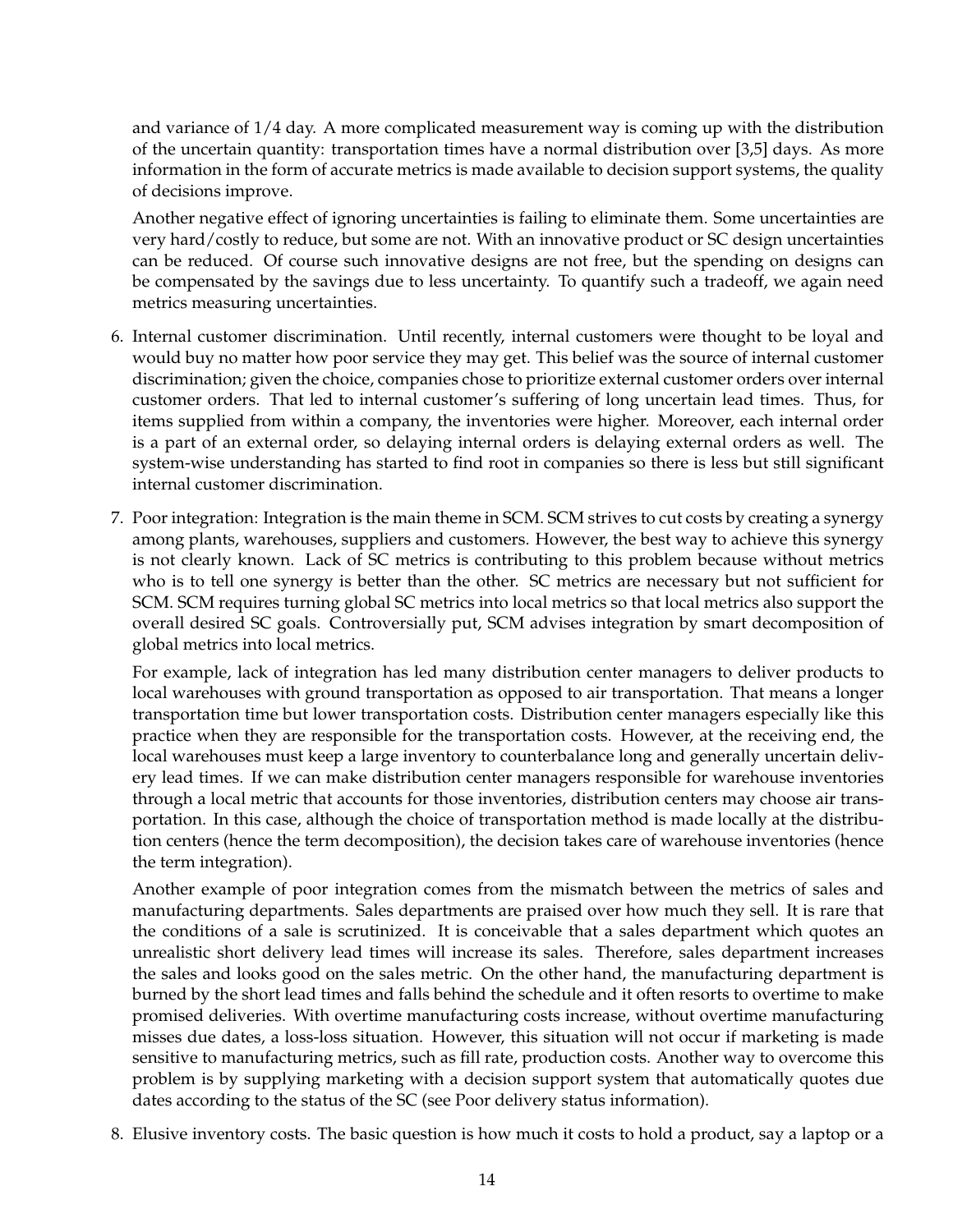and variance of 1/4 day. A more complicated measurement way is coming up with the distribution of the uncertain quantity: transportation times have a normal distribution over [3,5] days. As more information in the form of accurate metrics is made available to decision support systems, the quality of decisions improve.

Another negative effect of ignoring uncertainties is failing to eliminate them. Some uncertainties are very hard/costly to reduce, but some are not. With an innovative product or SC design uncertainties can be reduced. Of course such innovative designs are not free, but the spending on designs can be compensated by the savings due to less uncertainty. To quantify such a tradeoff, we again need metrics measuring uncertainties.

6. Internal customer discrimination. Until recently, internal customers were thought to be loyal and would buy no matter how poor service they may get. This belief was the source of internal customer discrimination; given the choice, companies chose to prioritize external customer orders over internal customer orders. That led to internal customer's suffering of long uncertain lead times. Thus, for items supplied from within a company, the inventories were higher. Moreover, each internal order is a part of an external order, so delaying internal orders is delaying external orders as well. The system-wise understanding has started to find root in companies so there is less but still significant internal customer discrimination.

7. Poor integration: Integration is the main theme in SCM. SCM strives to cut costs by creating a synergy among plants, warehouses, suppliers and customers. However, the best way to achieve this synergy is not clearly known. Lack of SC metrics is contributing to this problem because without metrics who is to tell one synergy is better than the other. SC metrics are necessary but not sufficient for SCM. SCM requires turning global SC metrics into local metrics so that local metrics also support the overall desired SC goals. Controversially put, SCM advises integration by smart decomposition of global metrics into local metrics.

   For example, lack of integration has led many distribution center managers to deliver products to local warehouses with ground transportation as opposed to air transportation. That means a longer transportation time but lower transportation costs. Distribution center managers especially like this practice when they are responsible for the transportation costs. However, at the receiving end, the local warehouses must keep a large inventory to counterbalance long and generally uncertain delivery lead times. If we can make distribution center managers responsible for warehouse inventories through a local metric that accounts for those inventories, distribution centers may choose air transportation. In this case, although the choice of transportation method is made locally at the distribution centers (hence the term decomposition), the decision takes care of warehouse inventories (hence the term integration).

   Another example of poor integration comes from the mismatch between the metrics of sales and manufacturing departments. Sales departments are praised over how much they sell. It is rare that the conditions of a sale is scrutinized. It is conceivable that a sales department which quotes an unrealistic short delivery lead times will increase its sales. Therefore, sales department increases the sales and looks good on the sales metric. On the other hand, the manufacturing department is burned by the short lead times and falls behind the schedule and it often resorts to overtime to make promised deliveries. With overtime manufacturing costs increase, without overtime manufacturing misses due dates, a loss-loss situation. However, this situation will not occur if marketing is made sensitive to manufacturing metrics, such as fill rate, production costs. Another way to overcome this problem is by supplying marketing with a decision support system that automatically quotes due dates according to the status of the SC (see Poor delivery status information).

8. Elusive inventory costs. The basic question is how much it costs to hold a product, say a laptop or a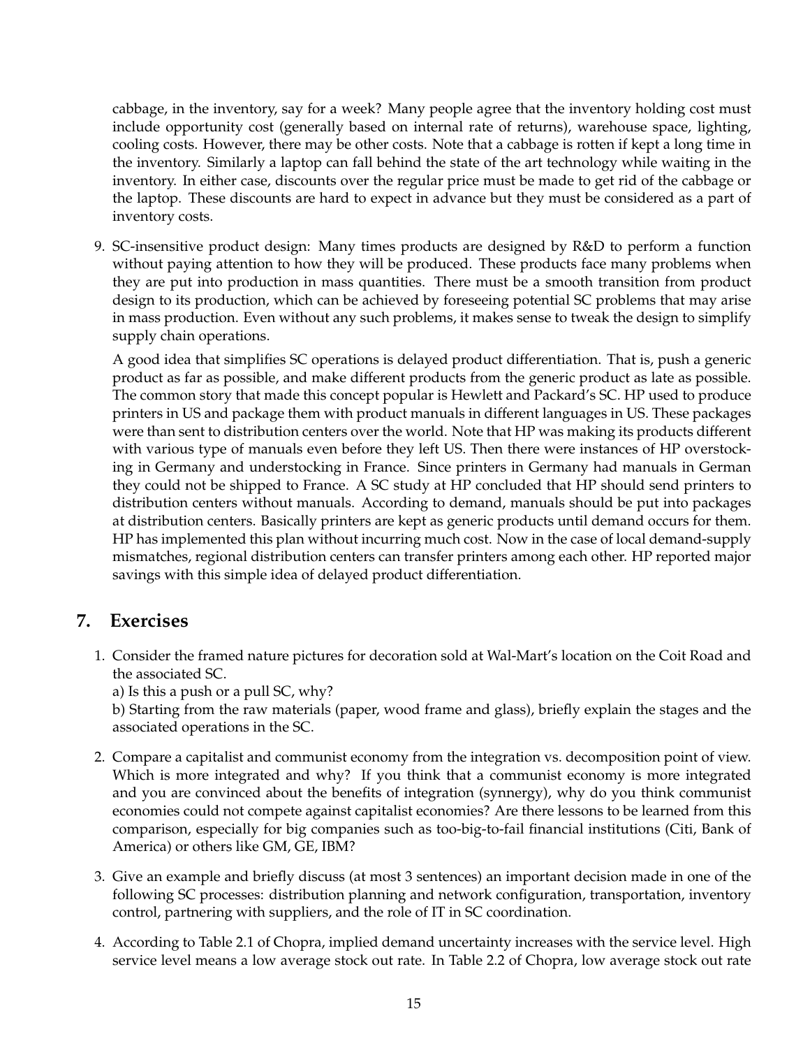cabbage, in the inventory, say for a week? Many people agree that the inventory holding cost must include opportunity cost (generally based on internal rate of returns), warehouse space, lighting, cooling costs. However, there may be other costs. Note that a cabbage is rotten if kept a long time in the inventory. Similarly a laptop can fall behind the state of the art technology while waiting in the inventory. In either case, discounts over the regular price must be made to get rid of the cabbage or the laptop. These discounts are hard to expect in advance but they must be considered as a part of inventory costs.

9. SC-insensitive product design: Many times products are designed by R&D to perform a function without paying attention to how they will be produced. These products face many problems when they are put into production in mass quantities. There must be a smooth transition from product design to its production, which can be achieved by foreseeing potential SC problems that may arise in mass production. Even without any such problems, it makes sense to tweak the design to simplify supply chain operations.

   A good idea that simplifies SC operations is delayed product differentiation. That is, push a generic product as far as possible, and make different products from the generic product as late as possible. The common story that made this concept popular is Hewlett and Packard's SC. HP used to produce printers in US and package them with product manuals in different languages in US. These packages were than sent to distribution centers over the world. Note that HP was making its products different with various type of manuals even before they left US. Then there were instances of HP overstocking in Germany and understocking in France. Since printers in Germany had manuals in German they could not be shipped to France. A SC study at HP concluded that HP should send printers to distribution centers without manuals. According to demand, manuals should be put into packages at distribution centers. Basically printers are kept as generic products until demand occurs for them. HP has implemented this plan without incurring much cost. Now in the case of local demand-supply mismatches, regional distribution centers can transfer printers among each other. HP reported major savings with this simple idea of delayed product differentiation.

## 7. Exercises

1. Consider the framed nature pictures for decoration sold at Wal-Mart's location on the Coit Road and the associated SC.
   a) Is this a push or a pull SC, why?
   b) Starting from the raw materials (paper, wood frame and glass), briefly explain the stages and the associated operations in the SC.

2. Compare a capitalist and communist economy from the integration vs. decomposition point of view. Which is more integrated and why? If you think that a communist economy is more integrated and you are convinced about the benefits of integration (synergy), why do you think communist economies could not compete against capitalist economies? Are there lessons to be learned from this comparison, especially for big companies such as too-big-to-fail financial institutions (Citi, Bank of America) or others like GM, GE, IBM?

3. Give an example and briefly discuss (at most 3 sentences) an important decision made in one of the following SC processes: distribution planning and network configuration, transportation, inventory control, partnering with suppliers, and the role of IT in SC coordination.

4. According to Table 2.1 of Chopra, implied demand uncertainty increases with the service level. High service level means a low average stock out rate. In Table 2.2 of Chopra, low average stock out rate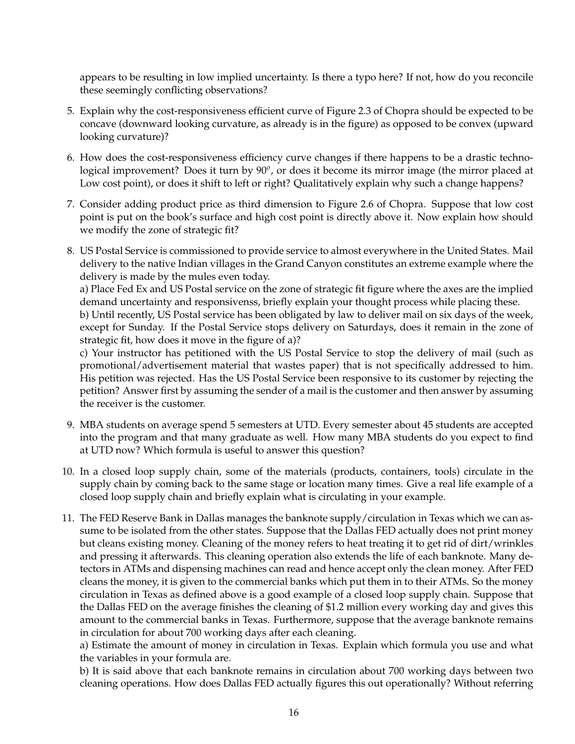appears to be resulting in low implied uncertainty. Is there a typo here? If not, how do you reconcile these seemingly conflicting observations?

5. Explain why the cost-responsiveness efficient curve of Figure 2.3 of Chopra should be expected to be concave (downward looking curvature, as already is in the figure) as opposed to be convex (upward looking curvature)?

6. How does the cost-responsiveness efficiency curve changes if there happens to be a drastic technological improvement? Does it turn by $90^o$, or does it become its mirror image (the mirror placed at Low cost point), or does it shift to left or right? Qualitatively explain why such a change happens?

7. Consider adding product price as third dimension to Figure 2.6 of Chopra. Suppose that low cost point is put on the book's surface and high cost point is directly above it. Now explain how should we modify the zone of strategic fit?

8. US Postal Service is commissioned to provide service to almost everywhere in the United States. Mail delivery to the native Indian villages in the Grand Canyon constitutes an extreme example where the delivery is made by the mules even today.
   a) Place Fed Ex and US Postal service on the zone of strategic fit figure where the axes are the implied demand uncertainty and responsivenss, briefly explain your thought process while placing these.
   b) Until recently, US Postal service has been obligated by law to deliver mail on six days of the week, except for Sunday. If the Postal Service stops delivery on Saturdays, does it remain in the zone of strategic fit, how does it move in the figure of a)?
   c) Your instructor has petitioned with the US Postal Service to stop the delivery of mail (such as promotional/advertisement material that wastes paper) that is not specifically addressed to him. His petition was rejected. Has the US Postal Service been responsive to its customer by rejecting the petition? Answer first by assuming the sender of a mail is the customer and then answer by assuming the receiver is the customer.

9. MBA students on average spend 5 semesters at UTD. Every semester about 45 students are accepted into the program and that many graduate as well. How many MBA students do you expect to find at UTD now? Which formula is useful to answer this question?

10. In a closed loop supply chain, some of the materials (products, containers, tools) circulate in the supply chain by coming back to the same stage or location many times. Give a real life example of a closed loop supply chain and briefly explain what is circulating in your example.

11. The FED Reserve Bank in Dallas manages the banknote supply/circulation in Texas which we can assume to be isolated from the other states. Suppose that the Dallas FED actually does not print money but cleans existing money. Cleaning of the money refers to heat treating it to get rid of dirt/wrinkles and pressing it afterwards. This cleaning operation also extends the life of each banknote. Many detectors in ATMs and dispensing machines can read and hence accept only the clean money. After FED cleans the money, it is given to the commercial banks which put them in to their ATMs. So the money circulation in Texas as defined above is a good example of a closed loop supply chain. Suppose that the Dallas FED on the average finishes the cleaning of \$1.2 million every working day and gives this amount to the commercial banks in Texas. Furthermore, suppose that the average banknote remains in circulation for about 700 working days after each cleaning.
    a) Estimate the amount of money in circulation in Texas. Explain which formula you use and what the variables in your formula are.
    b) It is said above that each banknote remains in circulation about 700 working days between two cleaning operations. How does Dallas FED actually figures this out operationally? Without referring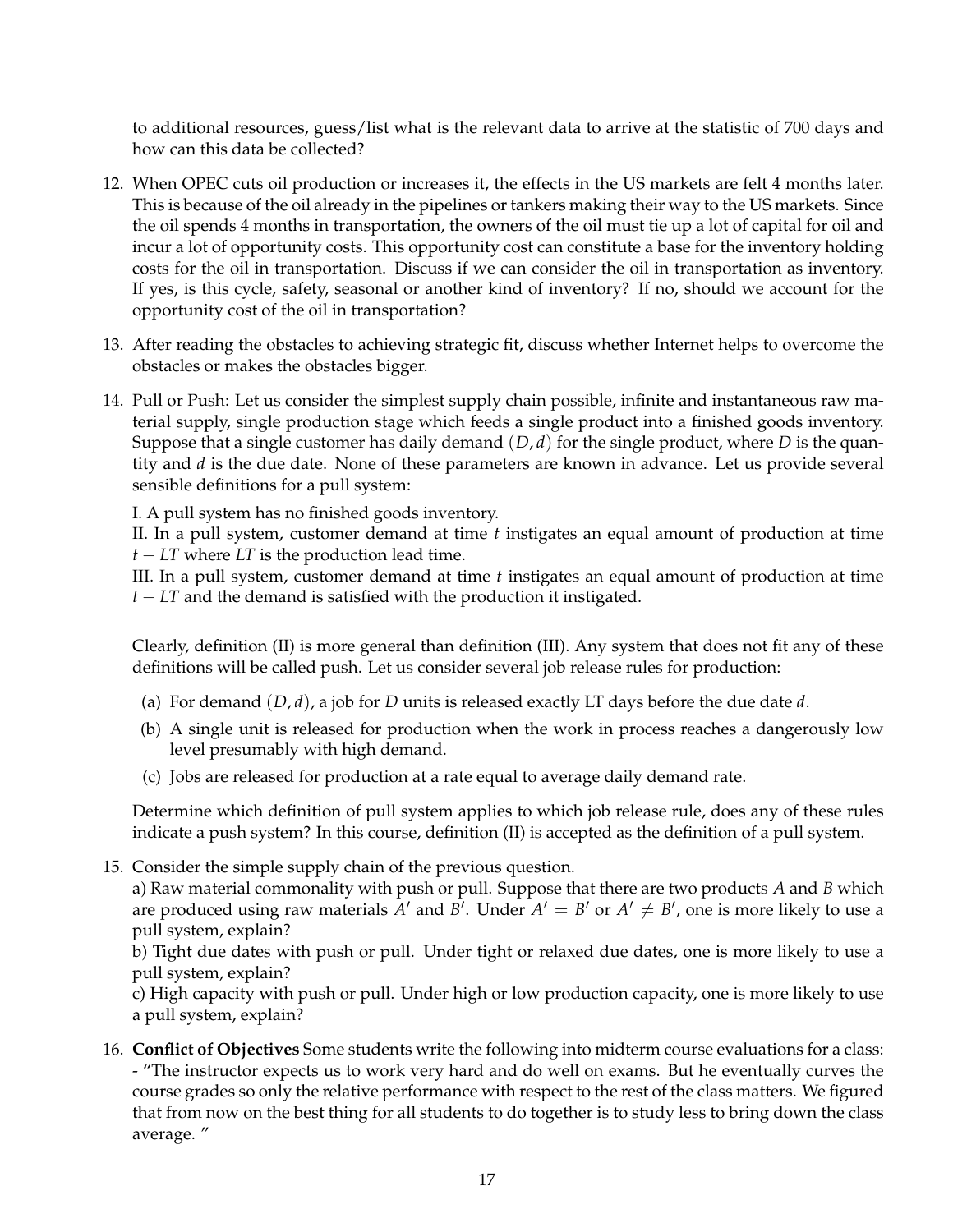to additional resources, guess/list what is the relevant data to arrive at the statistic of 700 days and how can this data be collected?

12. When OPEC cuts oil production or increases it, the effects in the US markets are felt 4 months later. This is because of the oil already in the pipelines or tankers making their way to the US markets. Since the oil spends 4 months in transportation, the owners of the oil must tie up a lot of capital for oil and incur a lot of opportunity costs. This opportunity cost can constitute a base for the inventory holding costs for the oil in transportation. Discuss if we can consider the oil in transportation as inventory. If yes, is this cycle, safety, seasonal or another kind of inventory? If no, should we account for the opportunity cost of the oil in transportation?

13. After reading the obstacles to achieving strategic fit, discuss whether Internet helps to overcome the obstacles or makes the obstacles bigger.

14. Pull or Push: Let us consider the simplest supply chain possible, infinite and instantaneous raw material supply, single production stage which feeds a single product into a finished goods inventory. Suppose that a single customer has daily demand $(D, d)$ for the single product, where $D$ is the quantity and $d$ is the due date. None of these parameters are known in advance. Let us provide several sensible definitions for a pull system:

    I. A pull system has no finished goods inventory.
    II. In a pull system, customer demand at time $t$ instigates an equal amount of production at time $t - LT$ where $LT$ is the production lead time.
    III. In a pull system, customer demand at time $t$ instigates an equal amount of production at time $t - LT$ and the demand is satisfied with the production it instigated.

    Clearly, definition (II) is more general than definition (III). Any system that does not fit any of these definitions will be called push. Let us consider several job release rules for production:

    (a) For demand $(D, d)$, a job for $D$ units is released exactly LT days before the due date $d$.
    (b) A single unit is released for production when the work in process reaches a dangerously low level presumably with high demand.
    (c) Jobs are released for production at a rate equal to average daily demand rate.

    Determine which definition of pull system applies to which job release rule, does any of these rules indicate a push system? In this course, definition (II) is accepted as the definition of a pull system.

15. Consider the simple supply chain of the previous question.
    a) Raw material commonality with push or pull. Suppose that there are two products $A$ and $B$ which are produced using raw materials $A'$ and $B'$. Under $A' = B'$ or $A' \neq B'$, one is more likely to use a pull system, explain?
    b) Tight due dates with push or pull. Under tight or relaxed due dates, one is more likely to use a pull system, explain?
    c) High capacity with push or pull. Under high or low production capacity, one is more likely to use a pull system, explain?

16. **Conflict of Objectives** Some students write the following into midterm course evaluations for a class:
    - "The instructor expects us to work very hard and do well on exams. But he eventually curves the course grades so only the relative performance with respect to the rest of the class matters. We figured that from now on the best thing for all students to do together is to study less to bring down the class average. "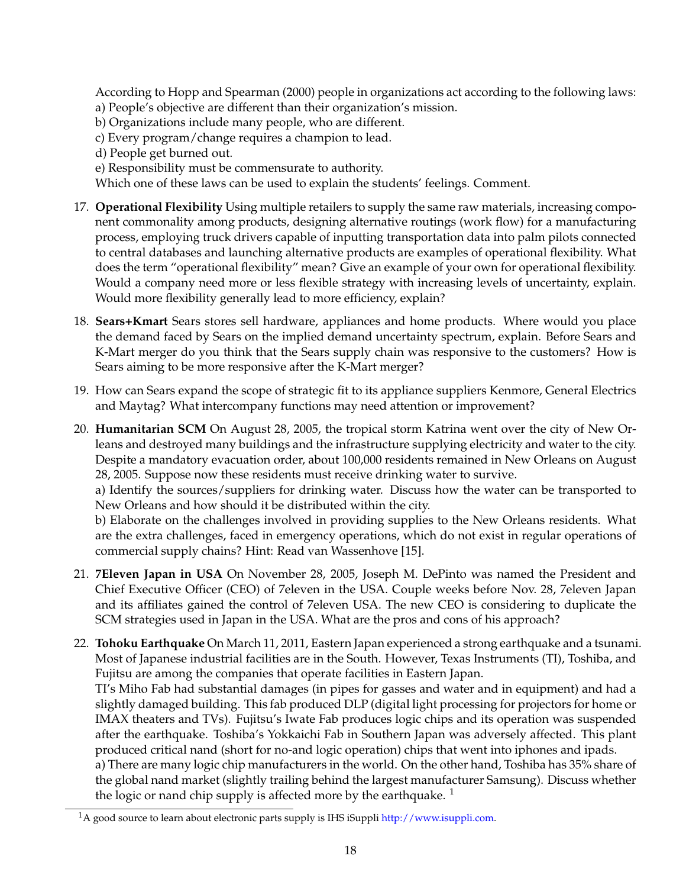According to Hopp and Spearman (2000) people in organizations act according to the following laws:
a) People's objective are different than their organization's mission.
b) Organizations include many people, who are different.
c) Every program/change requires a champion to lead.
d) People get burned out.
e) Responsibility must be commensurate to authority.
Which one of these laws can be used to explain the students' feelings. Comment.

17. **Operational Flexibility** Using multiple retailers to supply the same raw materials, increasing component commonality among products, designing alternative routings (work flow) for a manufacturing process, employing truck drivers capable of inputting transportation data into palm pilots connected to central databases and launching alternative products are examples of operational flexibility. What does the term "operational flexibility" mean? Give an example of your own for operational flexibility. Would a company need more or less flexible strategy with increasing levels of uncertainty, explain. Would more flexibility generally lead to more efficiency, explain?

18. **Sears+Kmart** Sears stores sell hardware, appliances and home products. Where would you place the demand faced by Sears on the implied demand uncertainty spectrum, explain. Before Sears and K-Mart merger do you think that the Sears supply chain was responsive to the customers? How is Sears aiming to be more responsive after the K-Mart merger?

19. How can Sears expand the scope of strategic fit to its appliance suppliers Kenmore, General Electrics and Maytag? What intercompany functions may need attention or improvement?

20. **Humanitarian SCM** On August 28, 2005, the tropical storm Katrina went over the city of New Orleans and destroyed many buildings and the infrastructure supplying electricity and water to the city. Despite a mandatory evacuation order, about 100,000 residents remained in New Orleans on August 28, 2005. Suppose now these residents must receive drinking water to survive.
a) Identify the sources/suppliers for drinking water. Discuss how the water can be transported to New Orleans and how should it be distributed within the city.
b) Elaborate on the challenges involved in providing supplies to the New Orleans residents. What are the extra challenges, faced in emergency operations, which do not exist in regular operations of commercial supply chains? Hint: Read van Wassenhove [15].

21. **7Eleven Japan in USA** On November 28, 2005, Joseph M. DePinto was named the President and Chief Executive Officer (CEO) of 7eleven in the USA. Couple weeks before Nov. 28, 7eleven Japan and its affiliates gained the control of 7eleven USA. The new CEO is considering to duplicate the SCM strategies used in Japan in the USA. What are the pros and cons of his approach?

22. **Tohoku Earthquake** On March 11, 2011, Eastern Japan experienced a strong earthquake and a tsunami. Most of Japanese industrial facilities are in the South. However, Texas Instruments (TI), Toshiba, and Fujitsu are among the companies that operate facilities in Eastern Japan.
TI's Miho Fab had substantial damages (in pipes for gasses and water and in equipment) and had a slightly damaged building. This fab produced DLP (digital light processing for projectors for home or IMAX theaters and TVs). Fujitsu's Iwate Fab produces logic chips and its operation was suspended after the earthquake. Toshiba's Yokkaichi Fab in Southern Japan was adversely affected. This plant produced critical nand (short for no-and logic operation) chips that went into iphones and ipads.
a) There are many logic chip manufacturers in the world. On the other hand, Toshiba has 35% share of the global nand market (slightly trailing behind the largest manufacturer Samsung). Discuss whether the logic or nand chip supply is affected more by the earthquake. [1]

[1] A good source to learn about electronic parts supply is IHS iSuppli http://www.isuppli.com.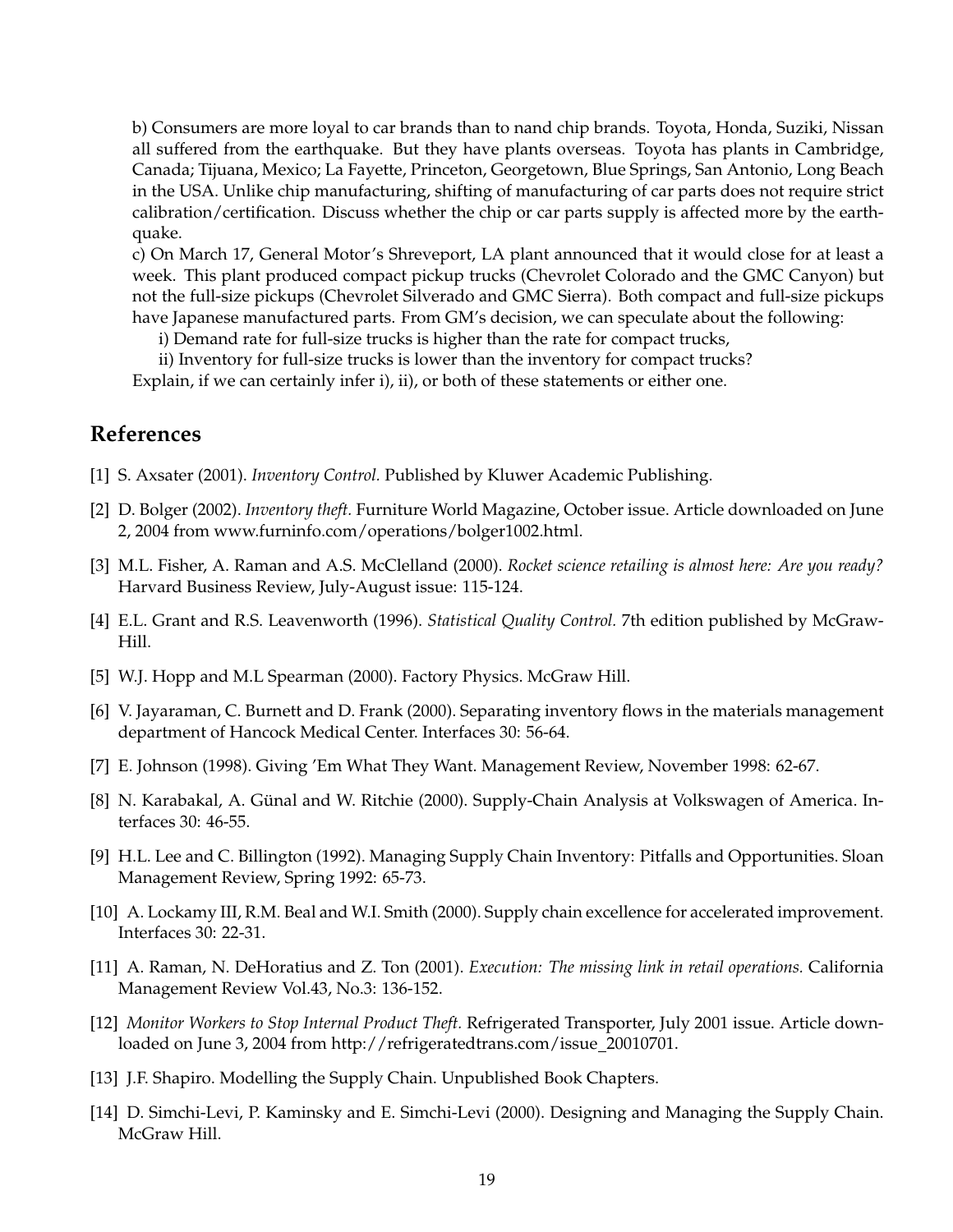b) Consumers are more loyal to car brands than to nand chip brands. Toyota, Honda, Suziki, Nissan all suffered from the earthquake. But they have plants overseas. Toyota has plants in Cambridge, Canada; Tijuana, Mexico; La Fayette, Princeton, Georgetown, Blue Springs, San Antonio, Long Beach in the USA. Unlike chip manufacturing, shifting of manufacturing of car parts does not require strict calibration/certification. Discuss whether the chip or car parts supply is affected more by the earthquake.

c) On March 17, General Motor's Shreveport, LA plant announced that it would close for at least a week. This plant produced compact pickup trucks (Chevrolet Colorado and the GMC Canyon) but not the full-size pickups (Chevrolet Silverado and GMC Sierra). Both compact and full-size pickups have Japanese manufactured parts. From GM's decision, we can speculate about the following:

i) Demand rate for full-size trucks is higher than the rate for compact trucks,

ii) Inventory for full-size trucks is lower than the inventory for compact trucks?

Explain, if we can certainly infer i), ii), or both of these statements or either one.

## References

[1] S. Axsater (2001). *Inventory Control.* Published by Kluwer Academic Publishing.

[2] D. Bolger (2002). *Inventory theft.* Furniture World Magazine, October issue. Article downloaded on June 2, 2004 from www.furninfo.com/operations/bolger1002.html.

[3] M.L. Fisher, A. Raman and A.S. McClelland (2000). *Rocket science retailing is almost here: Are you ready?* Harvard Business Review, July-August issue: 115-124.

[4] E.L. Grant and R.S. Leavenworth (1996). *Statistical Quality Control.* 7th edition published by McGraw-Hill.

[5] W.J. Hopp and M.L Spearman (2000). Factory Physics. McGraw Hill.

[6] V. Jayaraman, C. Burnett and D. Frank (2000). Separating inventory flows in the materials management department of Hancock Medical Center. Interfaces 30: 56-64.

[7] E. Johnson (1998). Giving 'Em What They Want. Management Review, November 1998: 62-67.

[8] N. Karabakal, A. Günal and W. Ritchie (2000). Supply-Chain Analysis at Volkswagen of America. Interfaces 30: 46-55.

[9] H.L. Lee and C. Billington (1992). Managing Supply Chain Inventory: Pitfalls and Opportunities. Sloan Management Review, Spring 1992: 65-73.

[10] A. Lockamy III, R.M. Beal and W.I. Smith (2000). Supply chain excellence for accelerated improvement. Interfaces 30: 22-31.

[11] A. Raman, N. DeHoratius and Z. Ton (2001). *Execution: The missing link in retail operations.* California Management Review Vol.43, No.3: 136-152.

[12] *Monitor Workers to Stop Internal Product Theft.* Refrigerated Transporter, July 2001 issue. Article downloaded on June 3, 2004 from http://refrigeratedtrans.com/issue_20010701.

[13] J.F. Shapiro. Modelling the Supply Chain. Unpublished Book Chapters.

[14] D. Simchi-Levi, P. Kaminsky and E. Simchi-Levi (2000). Designing and Managing the Supply Chain. McGraw Hill.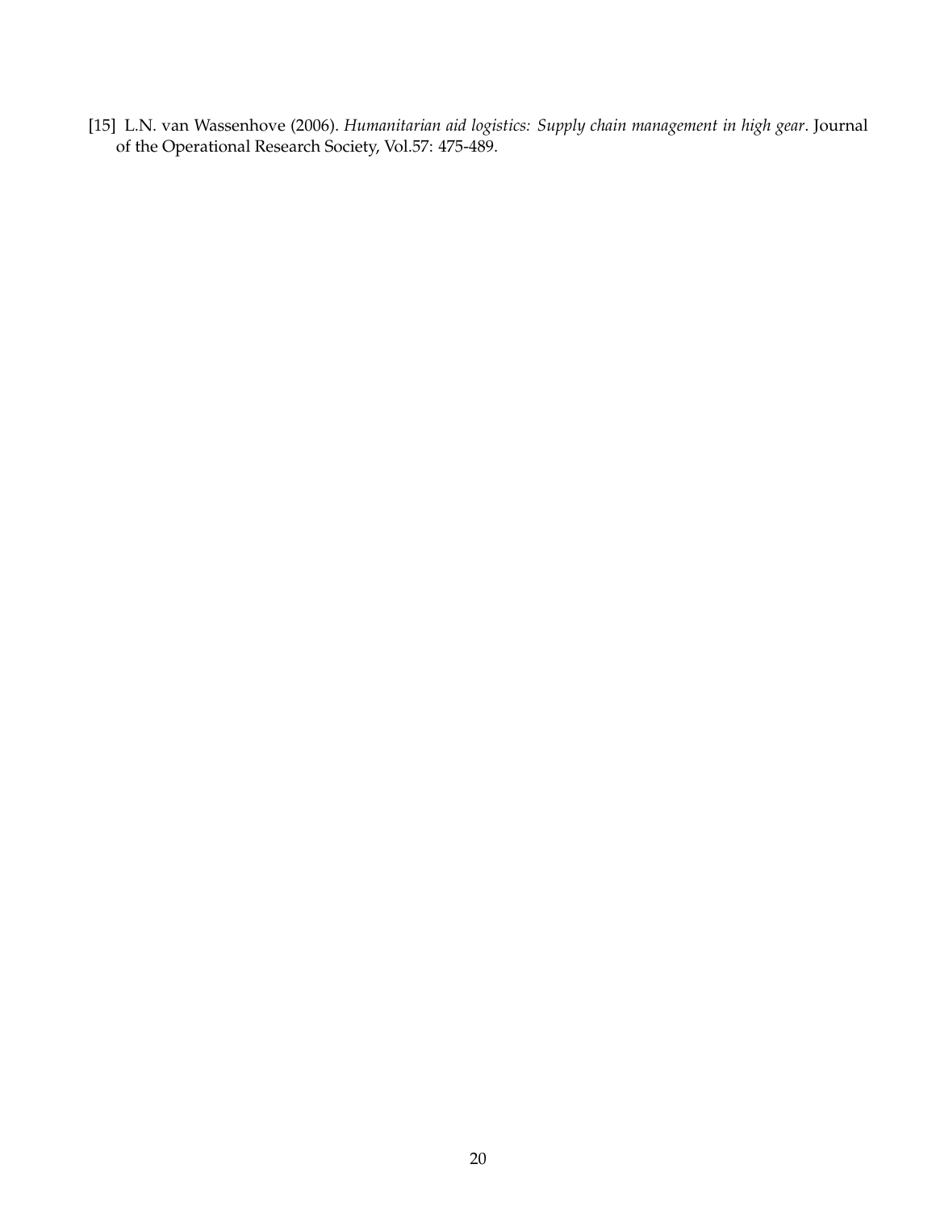[15] L.N. van Wassenhove (2006). *Humanitarian aid logistics: Supply chain management in high gear*. Journal of the Operational Research Society, Vol.57: 475-489.